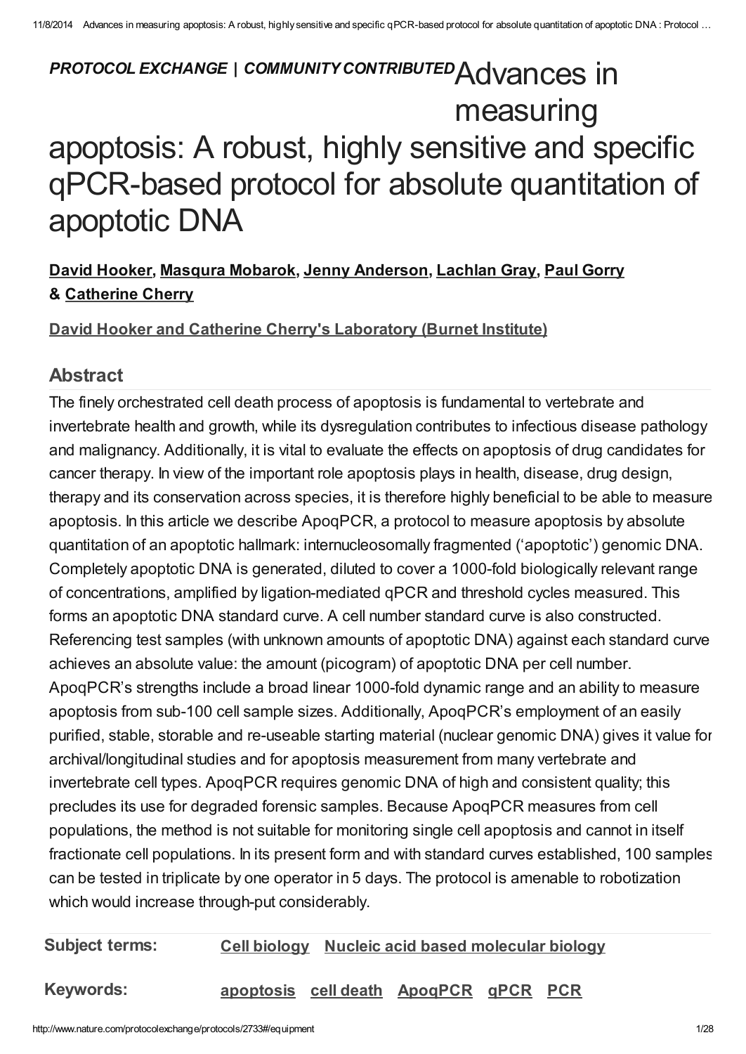*PROTOCOL EXCHANGE | COMMUNITY CONTRIBUTED*

# Advances in measuring apoptosis: A robust, highly sensitive and specific qPCR-based protocol for absolute quantitation of apoptotic DNA

**David Hooker, Masqura Mobarok, Jenny Anderson, Lachlan Gray, Paul Gorry & Catherine Cherry**

**David Hooker and Catherine Cherry's Laboratory (Burnet Institute)**

## Abstract

The finely orchestrated cell death process of apoptosis is fundamental to vertebrate and invertebrate health and growth, while its dysregulation contributes to infectious disease pathology and malignancy. Additionally, it is vital to evaluate the effects on apoptosis of drug candidates for cancer therapy. In view of the important role apoptosis plays in health, disease, drug design, therapy and its conservation across species, it is therefore highly beneficial to be able to measure apoptosis. In this article we describe ApoqPCR, a protocol to measure apoptosis by absolute quantitation of an apoptotic hallmark: internucleosomally fragmented ('apoptotic') genomic DNA. Completely apoptotic DNA is generated, diluted to cover a 1000-fold biologically relevant range of concentrations, amplified by ligation-mediated qPCR and threshold cycles measured. This forms an apoptotic DNA standard curve. A cell number standard curve is also constructed. Referencing test samples (with unknown amounts of apoptotic DNA) against each standard curve achieves an absolute value: the amount (picogram) of apoptotic DNA per cell number. ApoqPCR's strengths include a broad linear 1000-fold dynamic range and an ability to measure apoptosis from sub-100 cell sample sizes. Additionally, ApoqPCR's employment of an easily purified, stable, storable and re-useable starting material (nuclear genomic DNA) gives it value for archival/longitudinal studies and for apoptosis measurement from many vertebrate and invertebrate cell types. ApoqPCR requires genomic DNA of high and consistent quality; this precludes its use for degraded forensic samples. Because ApoqPCR measures from cell populations, the method is not suitable for monitoring single cell apoptosis and cannot in itself fractionate cell populations. In its present form and with standard curves established, 100 samples can be tested in triplicate by one operator in 5 days. The protocol is amenable to robotization which would increase through-put considerably.

**Subject terms:** Cell biology, Nucleic acid based molecular biology

**Keywords:** apoptosis, cell death, ApoqPCR, qPCR, PCR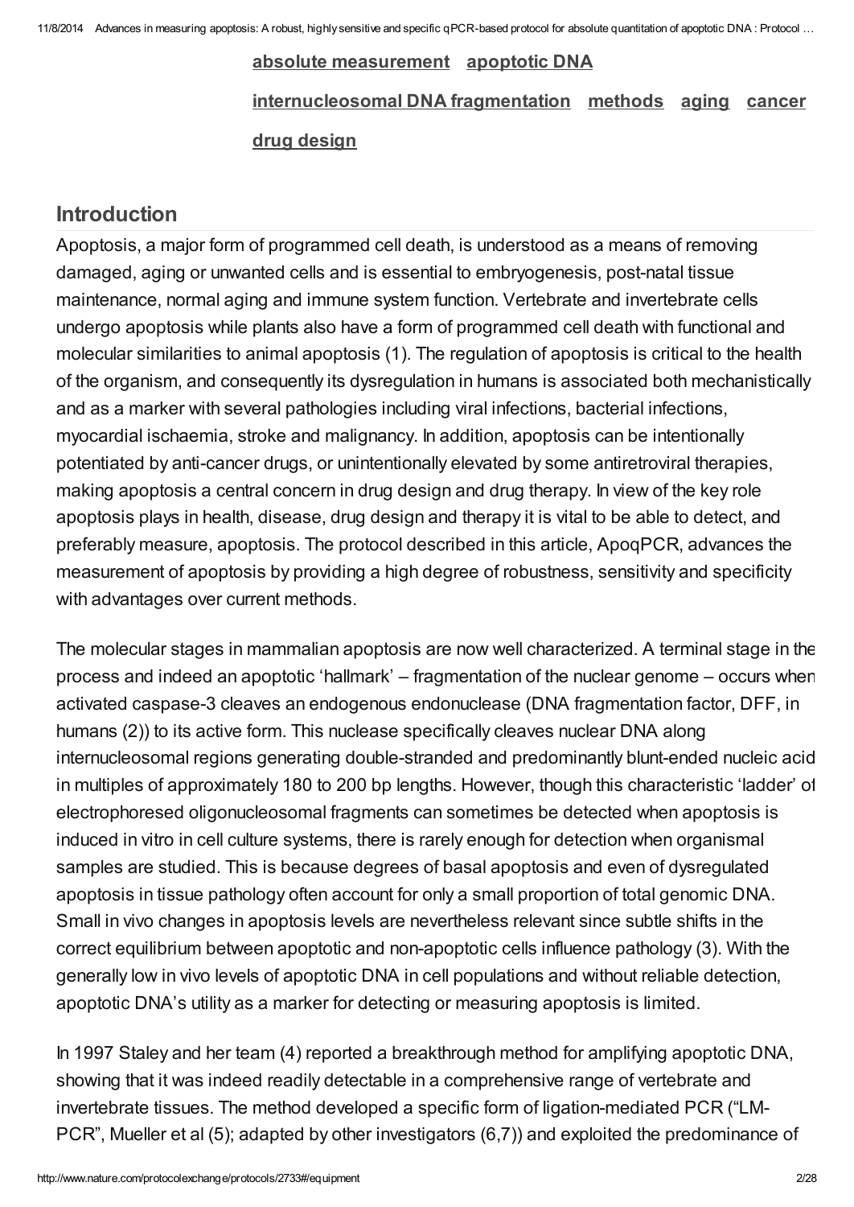absolute measurement apoptotic DNA internucleosomal DNA fragmentation methods aging cancer drug design

## Introduction

Apoptosis, a major form of programmed cell death, is understood as a means of removing damaged, aging or unwanted cells and is essential to embryogenesis, post-natal tissue maintenance, normal aging and immune system function. Vertebrate and invertebrate cells undergo apoptosis while plants also have a form of programmed cell death with functional and molecular similarities to animal apoptosis (1). The regulation of apoptosis is critical to the health of the organism, and consequently its dysregulation in humans is associated both mechanistically and as a marker with several pathologies including viral infections, bacterial infections, myocardial ischaemia, stroke and malignancy. In addition, apoptosis can be intentionally potentiated by anti-cancer drugs, or unintentionally elevated by some antiretroviral therapies, making apoptosis a central concern in drug design and drug therapy. In view of the key role apoptosis plays in health, disease, drug design and therapy it is vital to be able to detect, and preferably measure, apoptosis. The protocol described in this article, ApoqPCR, advances the measurement of apoptosis by providing a high degree of robustness, sensitivity and specificity with advantages over current methods.

The molecular stages in mammalian apoptosis are now well characterized. A terminal stage in the process and indeed an apoptotic 'hallmark' – fragmentation of the nuclear genome – occurs when activated caspase-3 cleaves an endogenous endonuclease (DNA fragmentation factor, DFF, in humans (2)) to its active form. This nuclease specifically cleaves nuclear DNA along internucleosomal regions generating double-stranded and predominantly blunt-ended nucleic acid in multiples of approximately 180 to 200 bp lengths. However, though this characteristic 'ladder' of electrophoresed oligonucleosomal fragments can sometimes be detected when apoptosis is induced in vitro in cell culture systems, there is rarely enough for detection when organismal samples are studied. This is because degrees of basal apoptosis and even of dysregulated apoptosis in tissue pathology often account for only a small proportion of total genomic DNA. Small in vivo changes in apoptosis levels are nevertheless relevant since subtle shifts in the correct equilibrium between apoptotic and non-apoptotic cells influence pathology (3). With the generally low in vivo levels of apoptotic DNA in cell populations and without reliable detection, apoptotic DNA's utility as a marker for detecting or measuring apoptosis is limited.

In 1997 Staley and her team (4) reported a breakthrough method for amplifying apoptotic DNA, showing that it was indeed readily detectable in a comprehensive range of vertebrate and invertebrate tissues. The method developed a specific form of ligation-mediated PCR ("LM-PCR", Mueller et al (5); adapted by other investigators (6,7)) and exploited the predominance of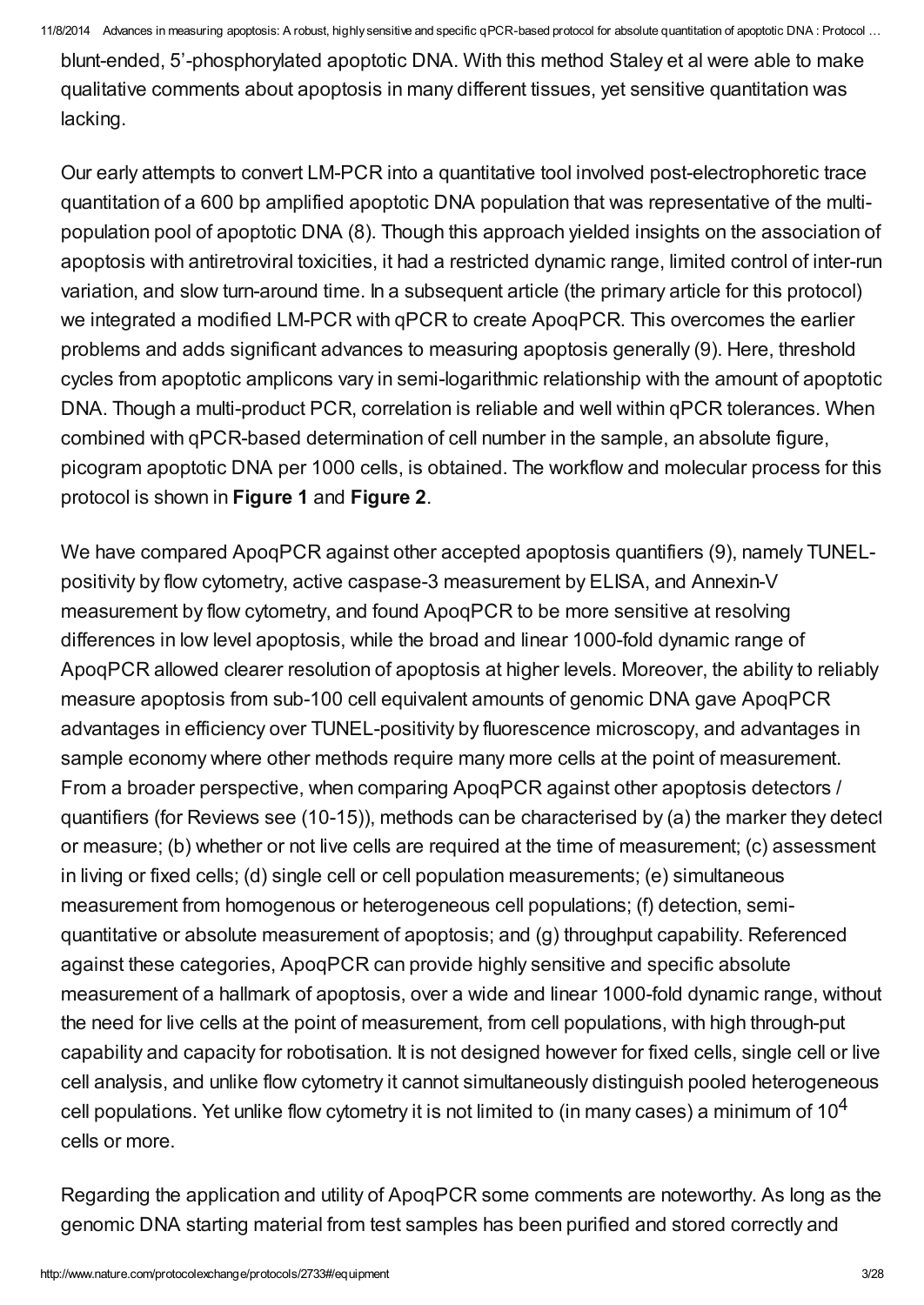blunt-ended, 5'-phosphorylated apoptotic DNA. With this method Staley et al were able to make qualitative comments about apoptosis in many different tissues, yet sensitive quantitation was lacking.

Our early attempts to convert LM-PCR into a quantitative tool involved post-electrophoretic trace quantitation of a 600 bp amplified apoptotic DNA population that was representative of the multi-population pool of apoptotic DNA (8). Though this approach yielded insights on the association of apoptosis with antiretroviral toxicities, it had a restricted dynamic range, limited control of inter-run variation, and slow turn-around time. In a subsequent article (the primary article for this protocol) we integrated a modified LM-PCR with qPCR to create ApoqPCR. This overcomes the earlier problems and adds significant advances to measuring apoptosis generally (9). Here, threshold cycles from apoptotic amplicons vary in semi-logarithmic relationship with the amount of apoptotic DNA. Though a multi-product PCR, correlation is reliable and well within qPCR tolerances. When combined with qPCR-based determination of cell number in the sample, an absolute figure, picogram apoptotic DNA per 1000 cells, is obtained. The workflow and molecular process for this protocol is shown in **Figure 1** and **Figure 2**.

We have compared ApoqPCR against other accepted apoptosis quantifiers (9), namely TUNEL-positivity by flow cytometry, active caspase-3 measurement by ELISA, and Annexin-V measurement by flow cytometry, and found ApoqPCR to be more sensitive at resolving differences in low level apoptosis, while the broad and linear 1000-fold dynamic range of ApoqPCR allowed clearer resolution of apoptosis at higher levels. Moreover, the ability to reliably measure apoptosis from sub-100 cell equivalent amounts of genomic DNA gave ApoqPCR advantages in efficiency over TUNEL-positivity by fluorescence microscopy, and advantages in sample economy where other methods require many more cells at the point of measurement. From a broader perspective, when comparing ApoqPCR against other apoptosis detectors / quantifiers (for Reviews see (10-15)), methods can be characterised by (a) the marker they detect or measure; (b) whether or not live cells are required at the time of measurement; (c) assessment in living or fixed cells; (d) single cell or cell population measurements; (e) simultaneous measurement from homogenous or heterogeneous cell populations; (f) detection, semi-quantitative or absolute measurement of apoptosis; and (g) throughput capability. Referenced against these categories, ApoqPCR can provide highly sensitive and specific absolute measurement of a hallmark of apoptosis, over a wide and linear 1000-fold dynamic range, without the need for live cells at the point of measurement, from cell populations, with high through-put capability and capacity for robotisation. It is not designed however for fixed cells, single cell or live cell analysis, and unlike flow cytometry it cannot simultaneously distinguish pooled heterogeneous cell populations. Yet unlike flow cytometry it is not limited to (in many cases) a minimum of $10^4$ cells or more.

Regarding the application and utility of ApoqPCR some comments are noteworthy. As long as the genomic DNA starting material from test samples has been purified and stored correctly and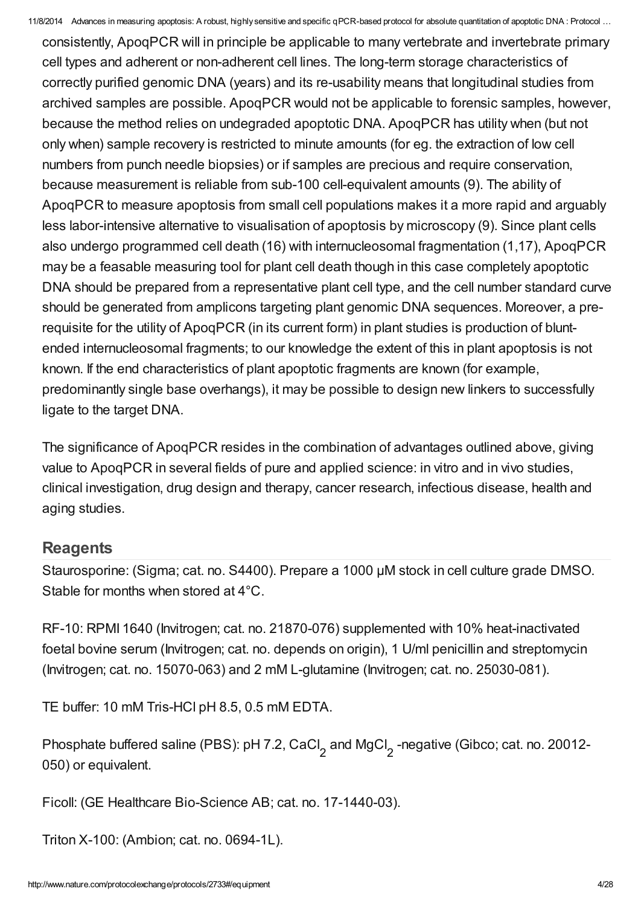consistently, ApoqPCR will in principle be applicable to many vertebrate and invertebrate primary cell types and adherent or non-adherent cell lines. The long-term storage characteristics of correctly purified genomic DNA (years) and its re-usability means that longitudinal studies from archived samples are possible. ApoqPCR would not be applicable to forensic samples, however, because the method relies on undegraded apoptotic DNA. ApoqPCR has utility when (but not only when) sample recovery is restricted to minute amounts (for eg. the extraction of low cell numbers from punch needle biopsies) or if samples are precious and require conservation, because measurement is reliable from sub-100 cell-equivalent amounts (9). The ability of ApoqPCR to measure apoptosis from small cell populations makes it a more rapid and arguably less labor-intensive alternative to visualisation of apoptosis by microscopy (9). Since plant cells also undergo programmed cell death (16) with internucleosomal fragmentation (1,17), ApoqPCR may be a feasable measuring tool for plant cell death though in this case completely apoptotic DNA should be prepared from a representative plant cell type, and the cell number standard curve should be generated from amplicons targeting plant genomic DNA sequences. Moreover, a pre-requisite for the utility of ApoqPCR (in its current form) in plant studies is production of blunt-ended internucleosomal fragments; to our knowledge the extent of this in plant apoptosis is not known. If the end characteristics of plant apoptotic fragments are known (for example, predominantly single base overhangs), it may be possible to design new linkers to successfully ligate to the target DNA.

The significance of ApoqPCR resides in the combination of advantages outlined above, giving value to ApoqPCR in several fields of pure and applied science: in vitro and in vivo studies, clinical investigation, drug design and therapy, cancer research, infectious disease, health and aging studies.

## Reagents

Staurosporine: (Sigma; cat. no. S4400). Prepare a 1000 μM stock in cell culture grade DMSO. Stable for months when stored at 4°C.

RF-10: RPMI 1640 (Invitrogen; cat. no. 21870-076) supplemented with 10% heat-inactivated foetal bovine serum (Invitrogen; cat. no. depends on origin), 1 U/ml penicillin and streptomycin (Invitrogen; cat. no. 15070-063) and 2 mM L-glutamine (Invitrogen; cat. no. 25030-081).

TE buffer: 10 mM Tris-HCl pH 8.5, 0.5 mM EDTA.

Phosphate buffered saline (PBS): pH 7.2, $CaCl_2$ and $MgCl_2$ -negative (Gibco; cat. no. 20012-050) or equivalent.

Ficoll: (GE Healthcare Bio-Science AB; cat. no. 17-1440-03).

Triton X-100: (Ambion; cat. no. 0694-1L).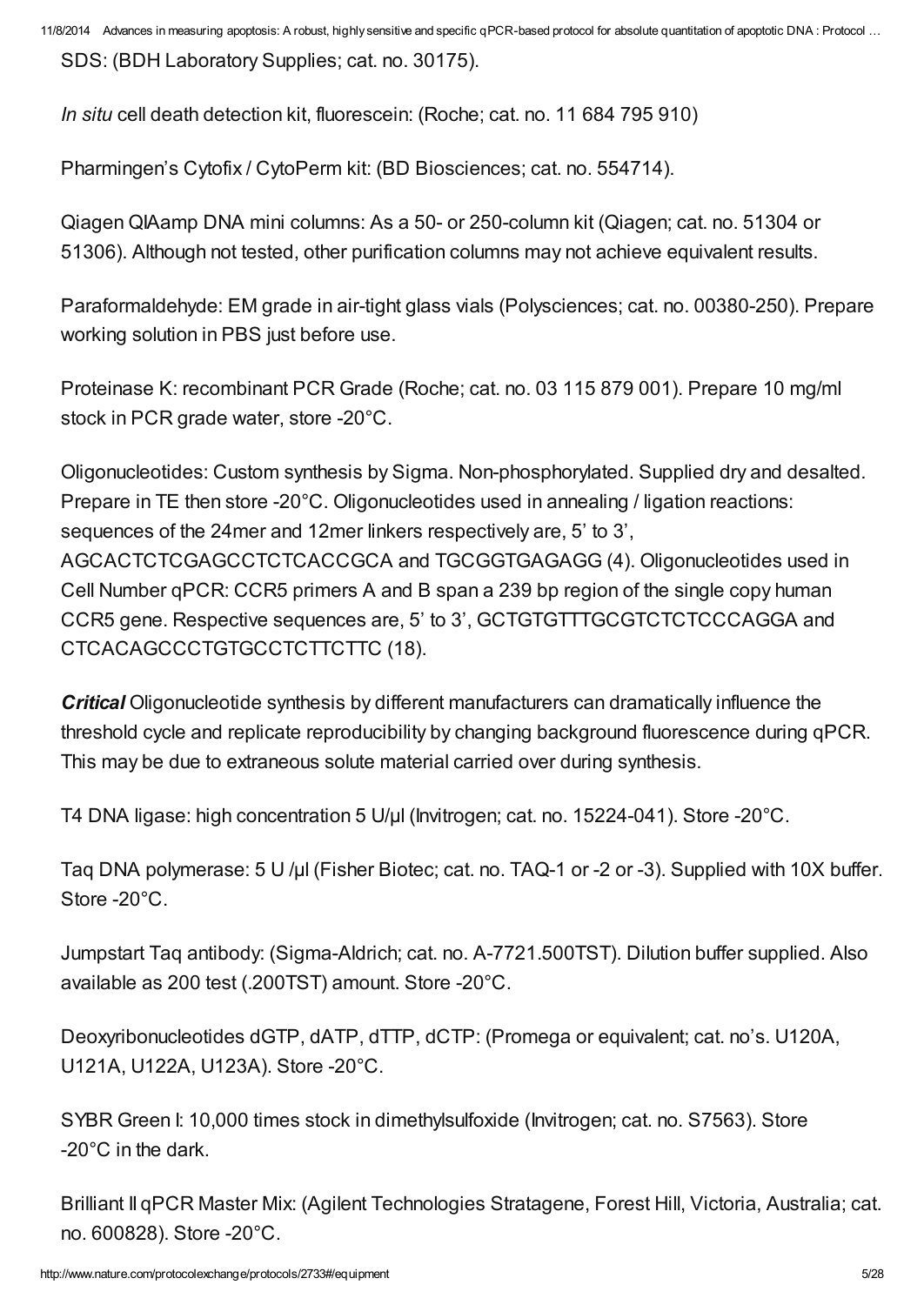SDS: (BDH Laboratory Supplies; cat. no. 30175).

*In situ* cell death detection kit, fluorescein: (Roche; cat. no. 11 684 795 910)

Pharmingen's Cytofix / CytoPerm kit: (BD Biosciences; cat. no. 554714).

Qiagen QIAamp DNA mini columns: As a 50- or 250-column kit (Qiagen; cat. no. 51304 or 51306). Although not tested, other purification columns may not achieve equivalent results.

Paraformaldehyde: EM grade in air-tight glass vials (Polysciences; cat. no. 00380-250). Prepare working solution in PBS just before use.

Proteinase K: recombinant PCR Grade (Roche; cat. no. 03 115 879 001). Prepare 10 mg/ml stock in PCR grade water, store -20°C.

Oligonucleotides: Custom synthesis by Sigma. Non-phosphorylated. Supplied dry and desalted. Prepare in TE then store -20°C. Oligonucleotides used in annealing / ligation reactions: sequences of the 24mer and 12mer linkers respectively are, 5' to 3', AGCACTCTCGAGCCTCTCACCGCA and TGCGGTGAGAGG (4). Oligonucleotides used in Cell Number qPCR: CCR5 primers A and B span a 239 bp region of the single copy human CCR5 gene. Respective sequences are, 5' to 3', GCTGTGTTTGCGTCTCTCCCAGGA and CTCACAGCCCTGTGCCTCTTCTTC (18).

***Critical*** Oligonucleotide synthesis by different manufacturers can dramatically influence the threshold cycle and replicate reproducibility by changing background fluorescence during qPCR. This may be due to extraneous solute material carried over during synthesis.

T4 DNA ligase: high concentration 5 U/µl (Invitrogen; cat. no. 15224-041). Store -20°C.

Taq DNA polymerase: 5 U /µl (Fisher Biotec; cat. no. TAQ-1 or -2 or -3). Supplied with 10X buffer. Store -20°C.

Jumpstart Taq antibody: (Sigma-Aldrich; cat. no. A-7721.500TST). Dilution buffer supplied. Also available as 200 test (.200TST) amount. Store -20°C.

Deoxyribonucleotides dGTP, dATP, dTTP, dCTP: (Promega or equivalent; cat. no's. U120A, U121A, U122A, U123A). Store -20°C.

SYBR Green I: 10,000 times stock in dimethylsulfoxide (Invitrogen; cat. no. S7563). Store -20°C in the dark.

Brilliant II qPCR Master Mix: (Agilent Technologies Stratagene, Forest Hill, Victoria, Australia; cat. no. 600828). Store -20°C.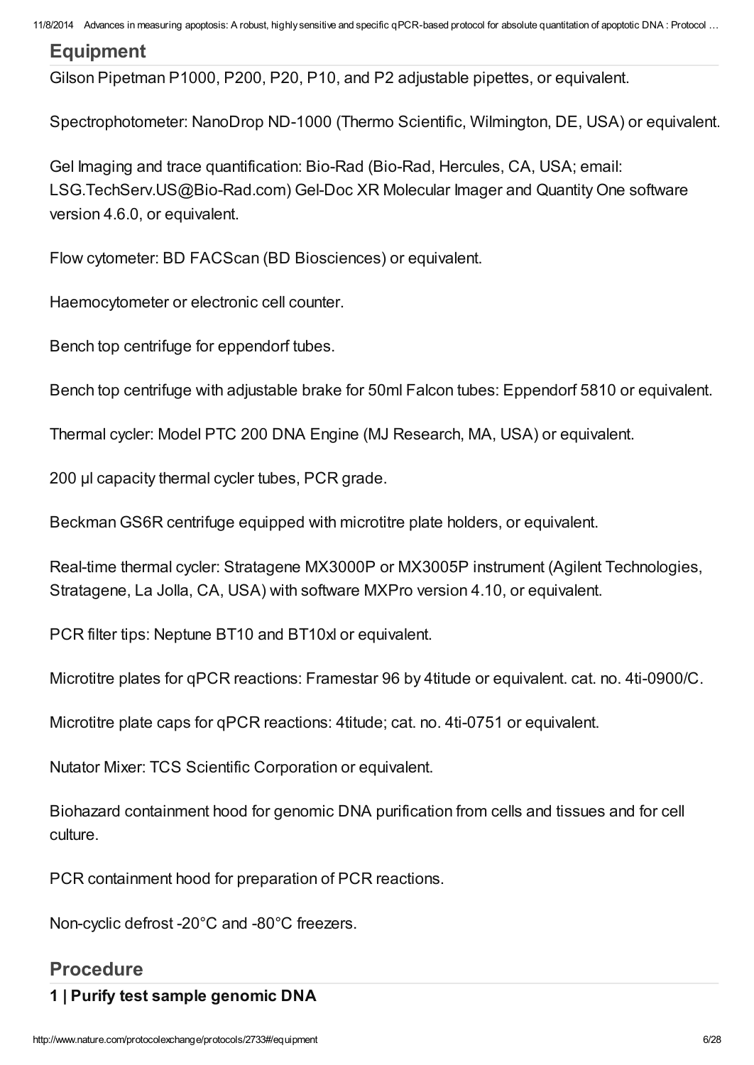## Equipment

Gilson Pipetman P1000, P200, P20, P10, and P2 adjustable pipettes, or equivalent.

Spectrophotometer: NanoDrop ND-1000 (Thermo Scientific, Wilmington, DE, USA) or equivalent.

Gel Imaging and trace quantification: Bio-Rad (Bio-Rad, Hercules, CA, USA; email: LSG.TechServ.US@Bio-Rad.com) Gel-Doc XR Molecular Imager and Quantity One software version 4.6.0, or equivalent.

Flow cytometer: BD FACScan (BD Biosciences) or equivalent.

Haemocytometer or electronic cell counter.

Bench top centrifuge for eppendorf tubes.

Bench top centrifuge with adjustable brake for 50ml Falcon tubes: Eppendorf 5810 or equivalent.

Thermal cycler: Model PTC 200 DNA Engine (MJ Research, MA, USA) or equivalent.

200 µl capacity thermal cycler tubes, PCR grade.

Beckman GS6R centrifuge equipped with microtitre plate holders, or equivalent.

Real-time thermal cycler: Stratagene MX3000P or MX3005P instrument (Agilent Technologies, Stratagene, La Jolla, CA, USA) with software MXPro version 4.10, or equivalent.

PCR filter tips: Neptune BT10 and BT10xl or equivalent.

Microtitre plates for qPCR reactions: Framestar 96 by 4titude or equivalent. cat. no. 4ti-0900/C.

Microtitre plate caps for qPCR reactions: 4titude; cat. no. 4ti-0751 or equivalent.

Nutator Mixer: TCS Scientific Corporation or equivalent.

Biohazard containment hood for genomic DNA purification from cells and tissues and for cell culture.

PCR containment hood for preparation of PCR reactions.

Non-cyclic defrost -20°C and -80°C freezers.

## Procedure

### 1 | Purify test sample genomic DNA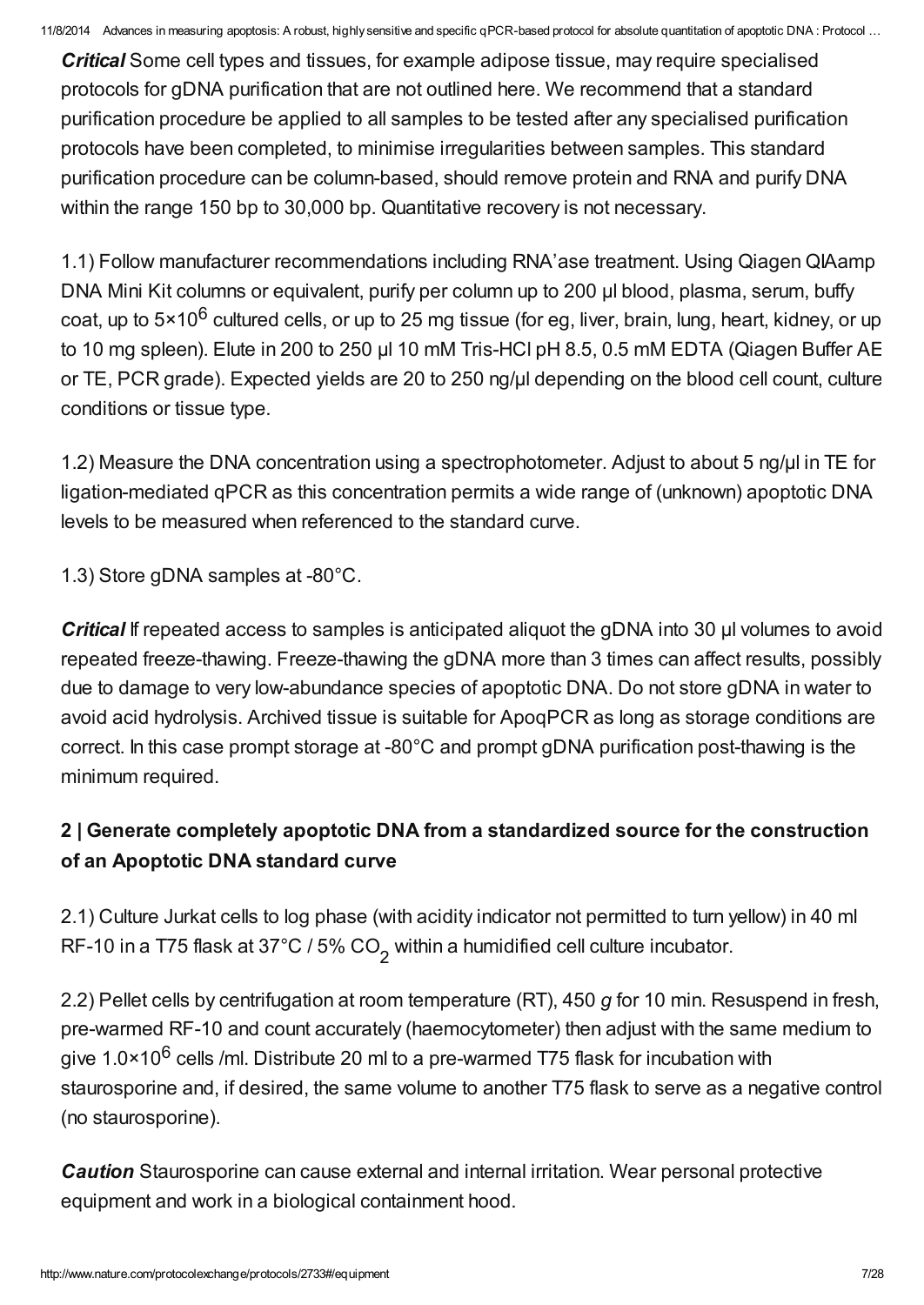***Critical*** Some cell types and tissues, for example adipose tissue, may require specialised protocols for gDNA purification that are not outlined here. We recommend that a standard purification procedure be applied to all samples to be tested after any specialised purification protocols have been completed, to minimise irregularities between samples. This standard purification procedure can be column-based, should remove protein and RNA and purify DNA within the range 150 bp to 30,000 bp. Quantitative recovery is not necessary.

1.1) Follow manufacturer recommendations including RNA'ase treatment. Using Qiagen QIAamp DNA Mini Kit columns or equivalent, purify per column up to 200 µl blood, plasma, serum, buffy coat, up to $5\times10^6$ cultured cells, or up to 25 mg tissue (for eg, liver, brain, lung, heart, kidney, or up to 10 mg spleen). Elute in 200 to 250 µl 10 mM Tris-HCl pH 8.5, 0.5 mM EDTA (Qiagen Buffer AE or TE, PCR grade). Expected yields are 20 to 250 ng/µl depending on the blood cell count, culture conditions or tissue type.

1.2) Measure the DNA concentration using a spectrophotometer. Adjust to about 5 ng/µl in TE for ligation-mediated qPCR as this concentration permits a wide range of (unknown) apoptotic DNA levels to be measured when referenced to the standard curve.

1.3) Store gDNA samples at -80°C.

***Critical*** If repeated access to samples is anticipated aliquot the gDNA into 30 µl volumes to avoid repeated freeze-thawing. Freeze-thawing the gDNA more than 3 times can affect results, possibly due to damage to very low-abundance species of apoptotic DNA. Do not store gDNA in water to avoid acid hydrolysis. Archived tissue is suitable for ApoqPCR as long as storage conditions are correct. In this case prompt storage at -80°C and prompt gDNA purification post-thawing is the minimum required.

## 2 | Generate completely apoptotic DNA from a standardized source for the construction of an Apoptotic DNA standard curve

2.1) Culture Jurkat cells to log phase (with acidity indicator not permitted to turn yellow) in 40 ml RF-10 in a T75 flask at 37°C / 5% $CO_2$ within a humidified cell culture incubator.

2.2) Pellet cells by centrifugation at room temperature (RT), 450 *g* for 10 min. Resuspend in fresh, pre-warmed RF-10 and count accurately (haemocytometer) then adjust with the same medium to give $1.0\times10^6$ cells /ml. Distribute 20 ml to a pre-warmed T75 flask for incubation with staurosporine and, if desired, the same volume to another T75 flask to serve as a negative control (no staurosporine).

***Caution*** Staurosporine can cause external and internal irritation. Wear personal protective equipment and work in a biological containment hood.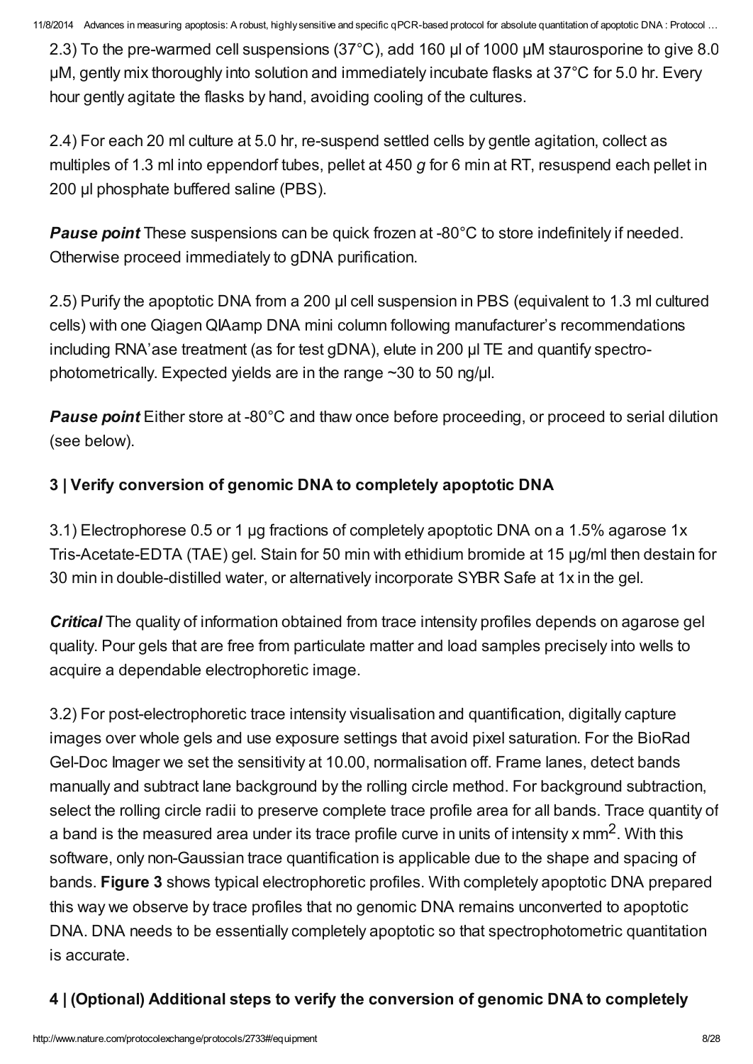2.3) To the pre-warmed cell suspensions (37°C), add 160 µl of 1000 µM staurosporine to give 8.0 µM, gently mix thoroughly into solution and immediately incubate flasks at 37°C for 5.0 hr. Every hour gently agitate the flasks by hand, avoiding cooling of the cultures.

2.4) For each 20 ml culture at 5.0 hr, re-suspend settled cells by gentle agitation, collect as multiples of 1.3 ml into eppendorf tubes, pellet at 450 *g* for 6 min at RT, resuspend each pellet in 200 µl phosphate buffered saline (PBS).

***Pause point*** These suspensions can be quick frozen at -80°C to store indefinitely if needed. Otherwise proceed immediately to gDNA purification.

2.5) Purify the apoptotic DNA from a 200 µl cell suspension in PBS (equivalent to 1.3 ml cultured cells) with one Qiagen QIAamp DNA mini column following manufacturer's recommendations including RNA'ase treatment (as for test gDNA), elute in 200 µl TE and quantify spectro-photometrically. Expected yields are in the range ~30 to 50 ng/µl.

***Pause point*** Either store at -80°C and thaw once before proceeding, or proceed to serial dilution (see below).

### 3 | Verify conversion of genomic DNA to completely apoptotic DNA

3.1) Electrophorese 0.5 or 1 µg fractions of completely apoptotic DNA on a 1.5% agarose 1x Tris-Acetate-EDTA (TAE) gel. Stain for 50 min with ethidium bromide at 15 µg/ml then destain for 30 min in double-distilled water, or alternatively incorporate SYBR Safe at 1x in the gel.

***Critical*** The quality of information obtained from trace intensity profiles depends on agarose gel quality. Pour gels that are free from particulate matter and load samples precisely into wells to acquire a dependable electrophoretic image.

3.2) For post-electrophoretic trace intensity visualisation and quantification, digitally capture images over whole gels and use exposure settings that avoid pixel saturation. For the BioRad Gel-Doc Imager we set the sensitivity at 10.00, normalisation off. Frame lanes, detect bands manually and subtract lane background by the rolling circle method. For background subtraction, select the rolling circle radii to preserve complete trace profile area for all bands. Trace quantity of a band is the measured area under its trace profile curve in units of intensity x mm$^2$. With this software, only non-Gaussian trace quantification is applicable due to the shape and spacing of bands. **Figure 3** shows typical electrophoretic profiles. With completely apoptotic DNA prepared this way we observe by trace profiles that no genomic DNA remains unconverted to apoptotic DNA. DNA needs to be essentially completely apoptotic so that spectrophotometric quantitation is accurate.

### 4 | (Optional) Additional steps to verify the conversion of genomic DNA to completely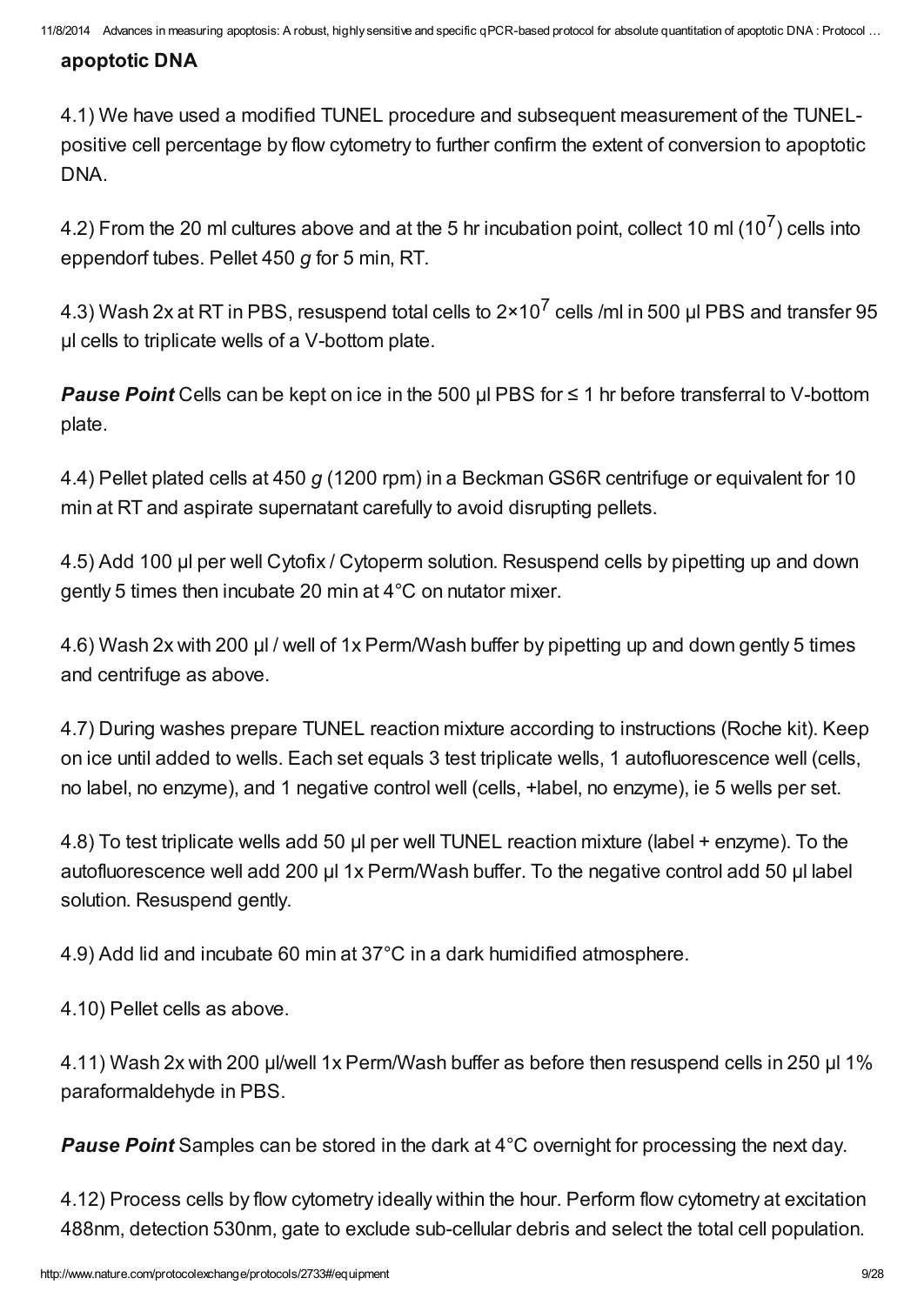**apoptotic DNA**

4.1) We have used a modified TUNEL procedure and subsequent measurement of the TUNEL-positive cell percentage by flow cytometry to further confirm the extent of conversion to apoptotic DNA.

4.2) From the 20 ml cultures above and at the 5 hr incubation point, collect 10 ml ($10^7$) cells into eppendorf tubes. Pellet 450 *g* for 5 min, RT.

4.3) Wash 2x at RT in PBS, resuspend total cells to $2×10^7$ cells /ml in 500 µl PBS and transfer 95 µl cells to triplicate wells of a V-bottom plate.

***Pause Point*** Cells can be kept on ice in the 500 µl PBS for ≤ 1 hr before transferral to V-bottom plate.

4.4) Pellet plated cells at 450 *g* (1200 rpm) in a Beckman GS6R centrifuge or equivalent for 10 min at RT and aspirate supernatant carefully to avoid disrupting pellets.

4.5) Add 100 µl per well Cytofix / Cytoperm solution. Resuspend cells by pipetting up and down gently 5 times then incubate 20 min at 4°C on nutator mixer.

4.6) Wash 2x with 200 µl / well of 1x Perm/Wash buffer by pipetting up and down gently 5 times and centrifuge as above.

4.7) During washes prepare TUNEL reaction mixture according to instructions (Roche kit). Keep on ice until added to wells. Each set equals 3 test triplicate wells, 1 autofluorescence well (cells, no label, no enzyme), and 1 negative control well (cells, +label, no enzyme), ie 5 wells per set.

4.8) To test triplicate wells add 50 µl per well TUNEL reaction mixture (label + enzyme). To the autofluorescence well add 200 µl 1x Perm/Wash buffer. To the negative control add 50 µl label solution. Resuspend gently.

4.9) Add lid and incubate 60 min at 37°C in a dark humidified atmosphere.

4.10) Pellet cells as above.

4.11) Wash 2x with 200 µl/well 1x Perm/Wash buffer as before then resuspend cells in 250 µl 1% paraformaldehyde in PBS.

***Pause Point*** Samples can be stored in the dark at 4°C overnight for processing the next day.

4.12) Process cells by flow cytometry ideally within the hour. Perform flow cytometry at excitation 488nm, detection 530nm, gate to exclude sub-cellular debris and select the total cell population.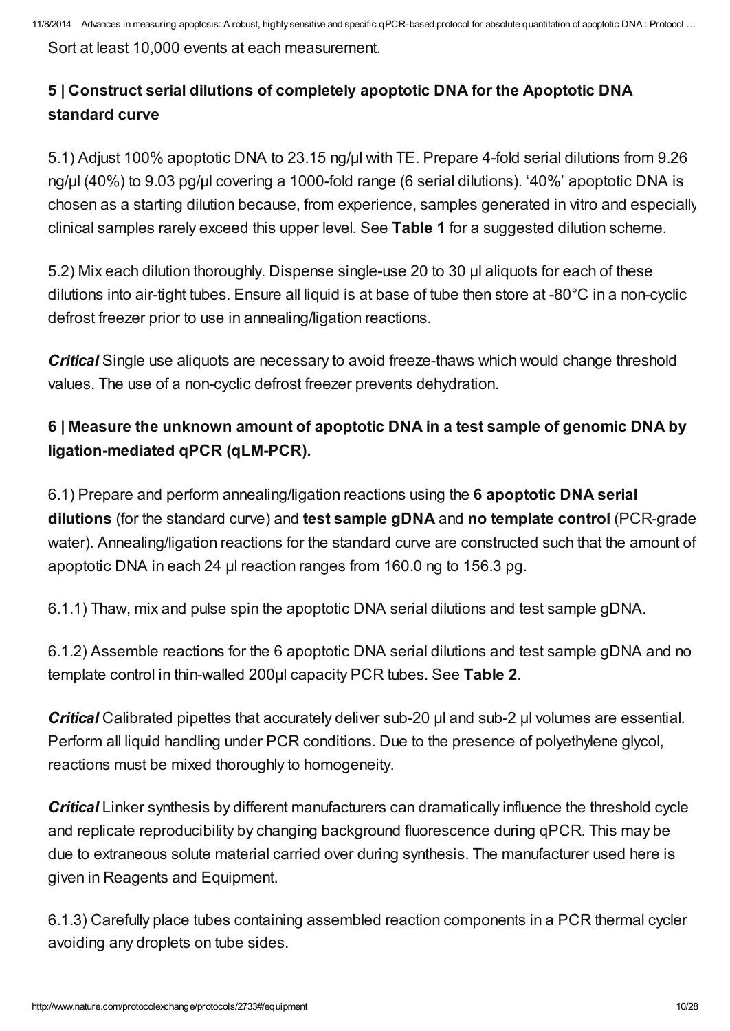Sort at least 10,000 events at each measurement.

## 5 | Construct serial dilutions of completely apoptotic DNA for the Apoptotic DNA standard curve

5.1) Adjust 100% apoptotic DNA to 23.15 ng/µl with TE. Prepare 4-fold serial dilutions from 9.26 ng/µl (40%) to 9.03 pg/µl covering a 1000-fold range (6 serial dilutions). '40%' apoptotic DNA is chosen as a starting dilution because, from experience, samples generated in vitro and especially clinical samples rarely exceed this upper level. See **Table 1** for a suggested dilution scheme.

5.2) Mix each dilution thoroughly. Dispense single-use 20 to 30 µl aliquots for each of these dilutions into air-tight tubes. Ensure all liquid is at base of tube then store at -80°C in a non-cyclic defrost freezer prior to use in annealing/ligation reactions.

***Critical*** Single use aliquots are necessary to avoid freeze-thaws which would change threshold values. The use of a non-cyclic defrost freezer prevents dehydration.

## 6 | Measure the unknown amount of apoptotic DNA in a test sample of genomic DNA by ligation-mediated qPCR (qLM-PCR).

6.1) Prepare and perform annealing/ligation reactions using the **6 apoptotic DNA serial dilutions** (for the standard curve) and **test sample gDNA** and **no template control** (PCR-grade water). Annealing/ligation reactions for the standard curve are constructed such that the amount of apoptotic DNA in each 24 µl reaction ranges from 160.0 ng to 156.3 pg.

6.1.1) Thaw, mix and pulse spin the apoptotic DNA serial dilutions and test sample gDNA.

6.1.2) Assemble reactions for the 6 apoptotic DNA serial dilutions and test sample gDNA and no template control in thin-walled 200µl capacity PCR tubes. See **Table 2**.

***Critical*** Calibrated pipettes that accurately deliver sub-20 µl and sub-2 µl volumes are essential. Perform all liquid handling under PCR conditions. Due to the presence of polyethylene glycol, reactions must be mixed thoroughly to homogeneity.

***Critical*** Linker synthesis by different manufacturers can dramatically influence the threshold cycle and replicate reproducibility by changing background fluorescence during qPCR. This may be due to extraneous solute material carried over during synthesis. The manufacturer used here is given in Reagents and Equipment.

6.1.3) Carefully place tubes containing assembled reaction components in a PCR thermal cycler avoiding any droplets on tube sides.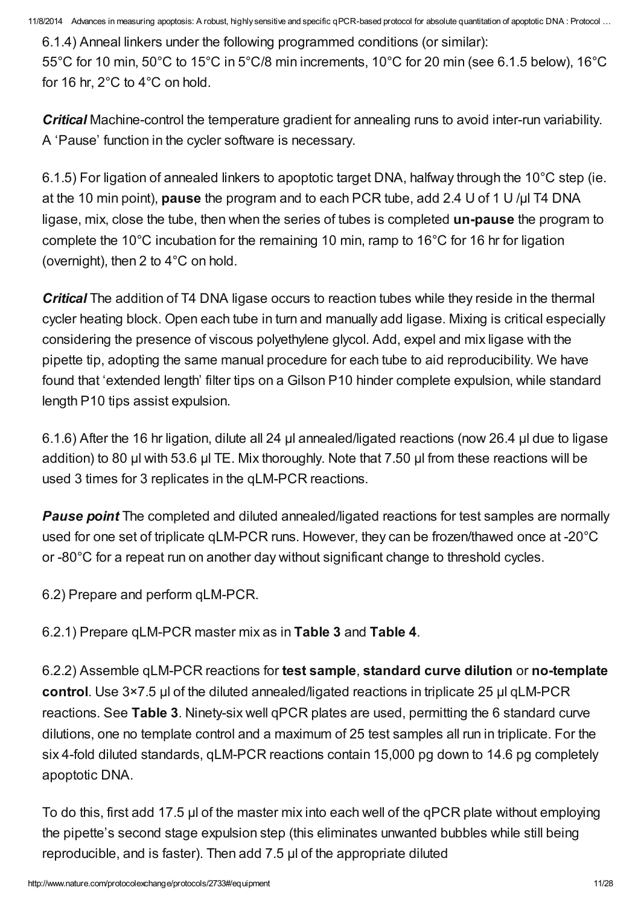6.1.4) Anneal linkers under the following programmed conditions (or similar):
55°C for 10 min, 50°C to 15°C in 5°C/8 min increments, 10°C for 20 min (see 6.1.5 below), 16°C for 16 hr, 2°C to 4°C on hold.

***Critical*** Machine-control the temperature gradient for annealing runs to avoid inter-run variability. A 'Pause' function in the cycler software is necessary.

6.1.5) For ligation of annealed linkers to apoptotic target DNA, halfway through the 10°C step (ie. at the 10 min point), **pause** the program and to each PCR tube, add 2.4 U of 1 U /µl T4 DNA ligase, mix, close the tube, then when the series of tubes is completed **un-pause** the program to complete the 10°C incubation for the remaining 10 min, ramp to 16°C for 16 hr for ligation (overnight), then 2 to 4°C on hold.

***Critical*** The addition of T4 DNA ligase occurs to reaction tubes while they reside in the thermal cycler heating block. Open each tube in turn and manually add ligase. Mixing is critical especially considering the presence of viscous polyethylene glycol. Add, expel and mix ligase with the pipette tip, adopting the same manual procedure for each tube to aid reproducibility. We have found that 'extended length' filter tips on a Gilson P10 hinder complete expulsion, while standard length P10 tips assist expulsion.

6.1.6) After the 16 hr ligation, dilute all 24 µl annealed/ligated reactions (now 26.4 µl due to ligase addition) to 80 µl with 53.6 µl TE. Mix thoroughly. Note that 7.50 µl from these reactions will be used 3 times for 3 replicates in the qLM-PCR reactions.

***Pause point*** The completed and diluted annealed/ligated reactions for test samples are normally used for one set of triplicate qLM-PCR runs. However, they can be frozen/thawed once at -20°C or -80°C for a repeat run on another day without significant change to threshold cycles.

6.2) Prepare and perform qLM-PCR.

6.2.1) Prepare qLM-PCR master mix as in **Table 3** and **Table 4**.

6.2.2) Assemble qLM-PCR reactions for **test sample**, **standard curve dilution** or **no-template control**. Use 3×7.5 µl of the diluted annealed/ligated reactions in triplicate 25 µl qLM-PCR reactions. See **Table 3**. Ninety-six well qPCR plates are used, permitting the 6 standard curve dilutions, one no template control and a maximum of 25 test samples all run in triplicate. For the six 4-fold diluted standards, qLM-PCR reactions contain 15,000 pg down to 14.6 pg completely apoptotic DNA.

To do this, first add 17.5 µl of the master mix into each well of the qPCR plate without employing the pipette's second stage expulsion step (this eliminates unwanted bubbles while still being reproducible, and is faster). Then add 7.5 µl of the appropriate diluted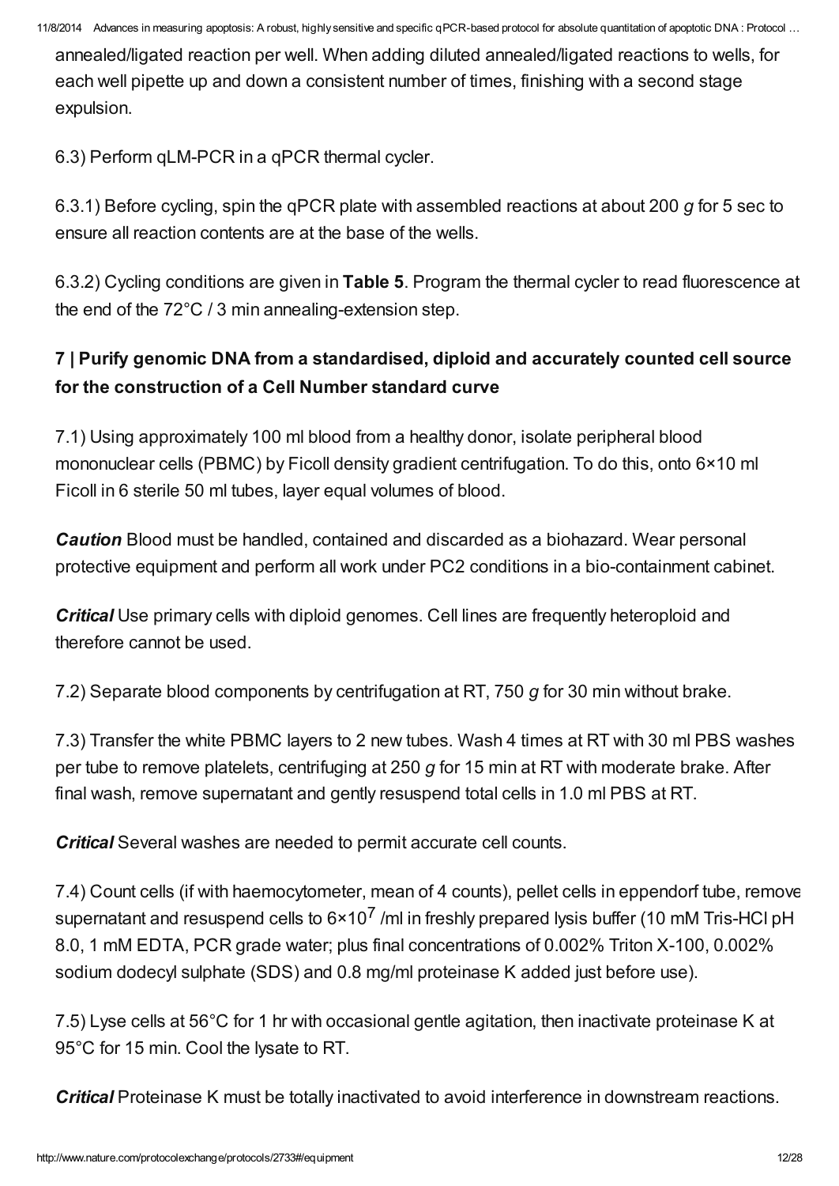annealed/ligated reaction per well. When adding diluted annealed/ligated reactions to wells, for each well pipette up and down a consistent number of times, finishing with a second stage expulsion.

6.3) Perform qLM-PCR in a qPCR thermal cycler.

6.3.1) Before cycling, spin the qPCR plate with assembled reactions at about 200 *g* for 5 sec to ensure all reaction contents are at the base of the wells.

6.3.2) Cycling conditions are given in **Table 5**. Program the thermal cycler to read fluorescence at the end of the 72°C / 3 min annealing-extension step.

### 7 | Purify genomic DNA from a standardised, diploid and accurately counted cell source for the construction of a Cell Number standard curve

7.1) Using approximately 100 ml blood from a healthy donor, isolate peripheral blood mononuclear cells (PBMC) by Ficoll density gradient centrifugation. To do this, onto 6×10 ml Ficoll in 6 sterile 50 ml tubes, layer equal volumes of blood.

***Caution*** Blood must be handled, contained and discarded as a biohazard. Wear personal protective equipment and perform all work under PC2 conditions in a bio-containment cabinet.

***Critical*** Use primary cells with diploid genomes. Cell lines are frequently heteroploid and therefore cannot be used.

7.2) Separate blood components by centrifugation at RT, 750 *g* for 30 min without brake.

7.3) Transfer the white PBMC layers to 2 new tubes. Wash 4 times at RT with 30 ml PBS washes per tube to remove platelets, centrifuging at 250 *g* for 15 min at RT with moderate brake. After final wash, remove supernatant and gently resuspend total cells in 1.0 ml PBS at RT.

***Critical*** Several washes are needed to permit accurate cell counts.

7.4) Count cells (if with haemocytometer, mean of 4 counts), pellet cells in eppendorf tube, remove supernatant and resuspend cells to $6\times10^{7}$ /ml in freshly prepared lysis buffer (10 mM Tris-HCl pH 8.0, 1 mM EDTA, PCR grade water; plus final concentrations of 0.002% Triton X-100, 0.002% sodium dodecyl sulphate (SDS) and 0.8 mg/ml proteinase K added just before use).

7.5) Lyse cells at 56°C for 1 hr with occasional gentle agitation, then inactivate proteinase K at 95°C for 15 min. Cool the lysate to RT.

***Critical*** Proteinase K must be totally inactivated to avoid interference in downstream reactions.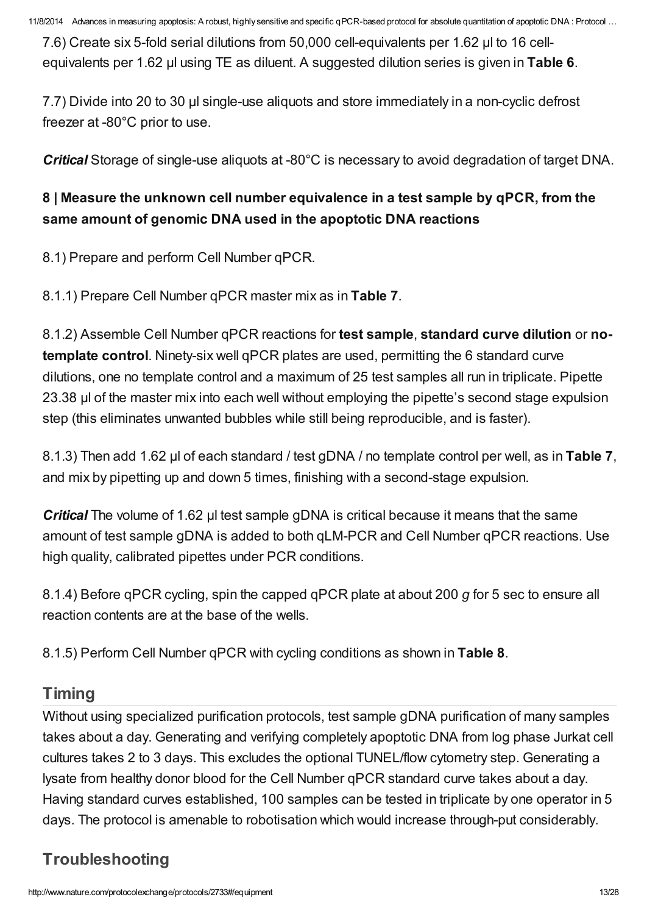7.6) Create six 5-fold serial dilutions from 50,000 cell-equivalents per 1.62 µl to 16 cell-equivalents per 1.62 µl using TE as diluent. A suggested dilution series is given in **Table 6**.

7.7) Divide into 20 to 30 µl single-use aliquots and store immediately in a non-cyclic defrost freezer at -80°C prior to use.

***Critical*** Storage of single-use aliquots at -80°C is necessary to avoid degradation of target DNA.

### 8 | Measure the unknown cell number equivalence in a test sample by qPCR, from the same amount of genomic DNA used in the apoptotic DNA reactions

8.1) Prepare and perform Cell Number qPCR.

8.1.1) Prepare Cell Number qPCR master mix as in **Table 7**.

8.1.2) Assemble Cell Number qPCR reactions for **test sample**, **standard curve dilution** or **no-template control**. Ninety-six well qPCR plates are used, permitting the 6 standard curve dilutions, one no template control and a maximum of 25 test samples all run in triplicate. Pipette 23.38 µl of the master mix into each well without employing the pipette's second stage expulsion step (this eliminates unwanted bubbles while still being reproducible, and is faster).

8.1.3) Then add 1.62 µl of each standard / test gDNA / no template control per well, as in **Table 7**, and mix by pipetting up and down 5 times, finishing with a second-stage expulsion.

***Critical*** The volume of 1.62 µl test sample gDNA is critical because it means that the same amount of test sample gDNA is added to both qLM-PCR and Cell Number qPCR reactions. Use high quality, calibrated pipettes under PCR conditions.

8.1.4) Before qPCR cycling, spin the capped qPCR plate at about 200 *g* for 5 sec to ensure all reaction contents are at the base of the wells.

8.1.5) Perform Cell Number qPCR with cycling conditions as shown in **Table 8**.

## Timing

Without using specialized purification protocols, test sample gDNA purification of many samples takes about a day. Generating and verifying completely apoptotic DNA from log phase Jurkat cell cultures takes 2 to 3 days. This excludes the optional TUNEL/flow cytometry step. Generating a lysate from healthy donor blood for the Cell Number qPCR standard curve takes about a day. Having standard curves established, 100 samples can be tested in triplicate by one operator in 5 days. The protocol is amenable to robotisation which would increase through-put considerably.

## Troubleshooting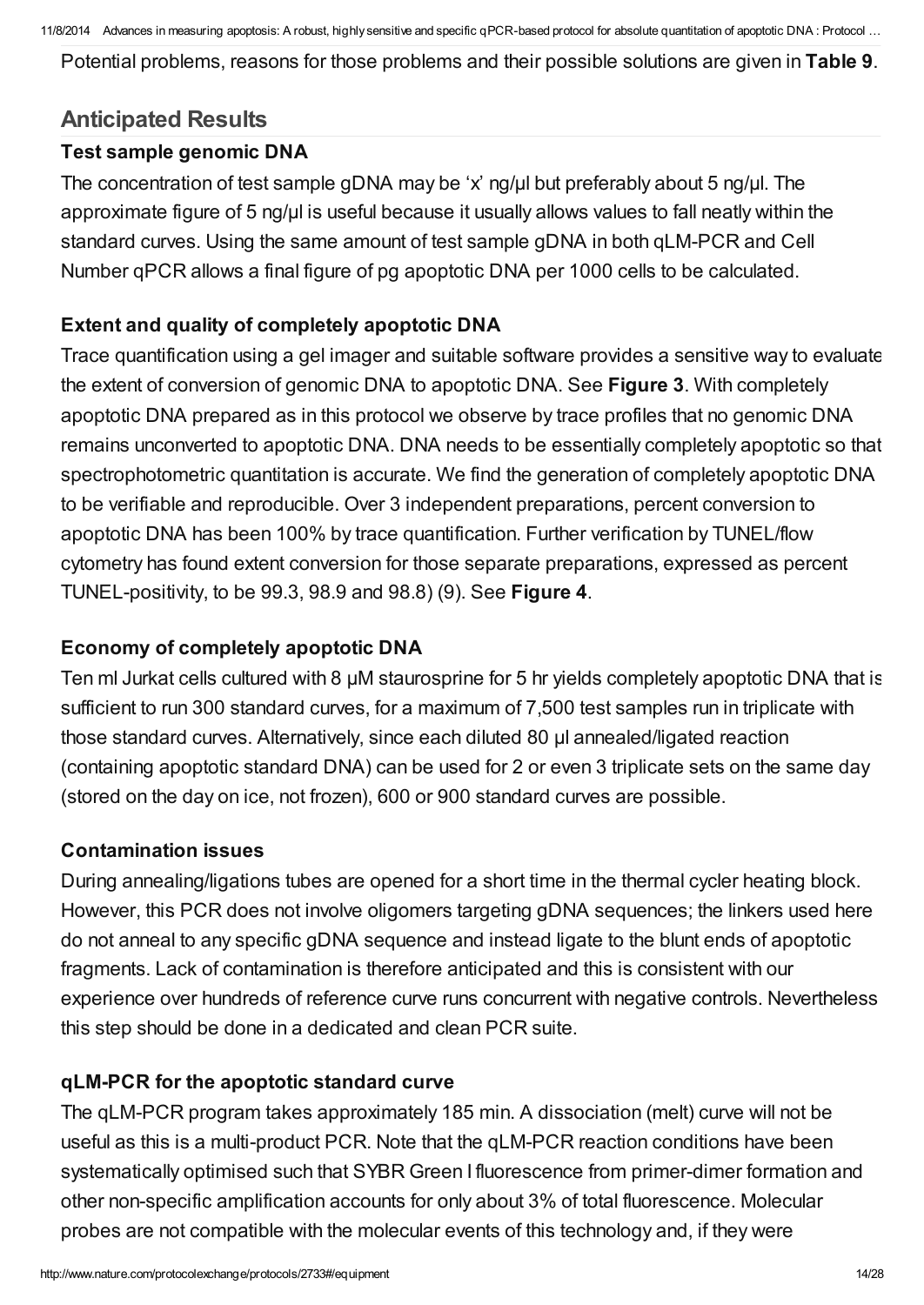Potential problems, reasons for those problems and their possible solutions are given in **Table 9**.

## Anticipated Results

### Test sample genomic DNA

The concentration of test sample gDNA may be 'x' ng/µl but preferably about 5 ng/µl. The approximate figure of 5 ng/µl is useful because it usually allows values to fall neatly within the standard curves. Using the same amount of test sample gDNA in both qLM-PCR and Cell Number qPCR allows a final figure of pg apoptotic DNA per 1000 cells to be calculated.

### Extent and quality of completely apoptotic DNA

Trace quantification using a gel imager and suitable software provides a sensitive way to evaluate the extent of conversion of genomic DNA to apoptotic DNA. See **Figure 3**. With completely apoptotic DNA prepared as in this protocol we observe by trace profiles that no genomic DNA remains unconverted to apoptotic DNA. DNA needs to be essentially completely apoptotic so that spectrophotometric quantitation is accurate. We find the generation of completely apoptotic DNA to be verifiable and reproducible. Over 3 independent preparations, percent conversion to apoptotic DNA has been 100% by trace quantification. Further verification by TUNEL/flow cytometry has found extent conversion for those separate preparations, expressed as percent TUNEL-positivity, to be 99.3, 98.9 and 98.8) (9). See **Figure 4**.

### Economy of completely apoptotic DNA

Ten ml Jurkat cells cultured with 8 µM staurosprine for 5 hr yields completely apoptotic DNA that is sufficient to run 300 standard curves, for a maximum of 7,500 test samples run in triplicate with those standard curves. Alternatively, since each diluted 80 µl annealed/ligated reaction (containing apoptotic standard DNA) can be used for 2 or even 3 triplicate sets on the same day (stored on the day on ice, not frozen), 600 or 900 standard curves are possible.

### Contamination issues

During annealing/ligations tubes are opened for a short time in the thermal cycler heating block. However, this PCR does not involve oligomers targeting gDNA sequences; the linkers used here do not anneal to any specific gDNA sequence and instead ligate to the blunt ends of apoptotic fragments. Lack of contamination is therefore anticipated and this is consistent with our experience over hundreds of reference curve runs concurrent with negative controls. Nevertheless this step should be done in a dedicated and clean PCR suite.

### qLM-PCR for the apoptotic standard curve

The qLM-PCR program takes approximately 185 min. A dissociation (melt) curve will not be useful as this is a multi-product PCR. Note that the qLM-PCR reaction conditions have been systematically optimised such that SYBR Green I fluorescence from primer-dimer formation and other non-specific amplification accounts for only about 3% of total fluorescence. Molecular probes are not compatible with the molecular events of this technology and, if they were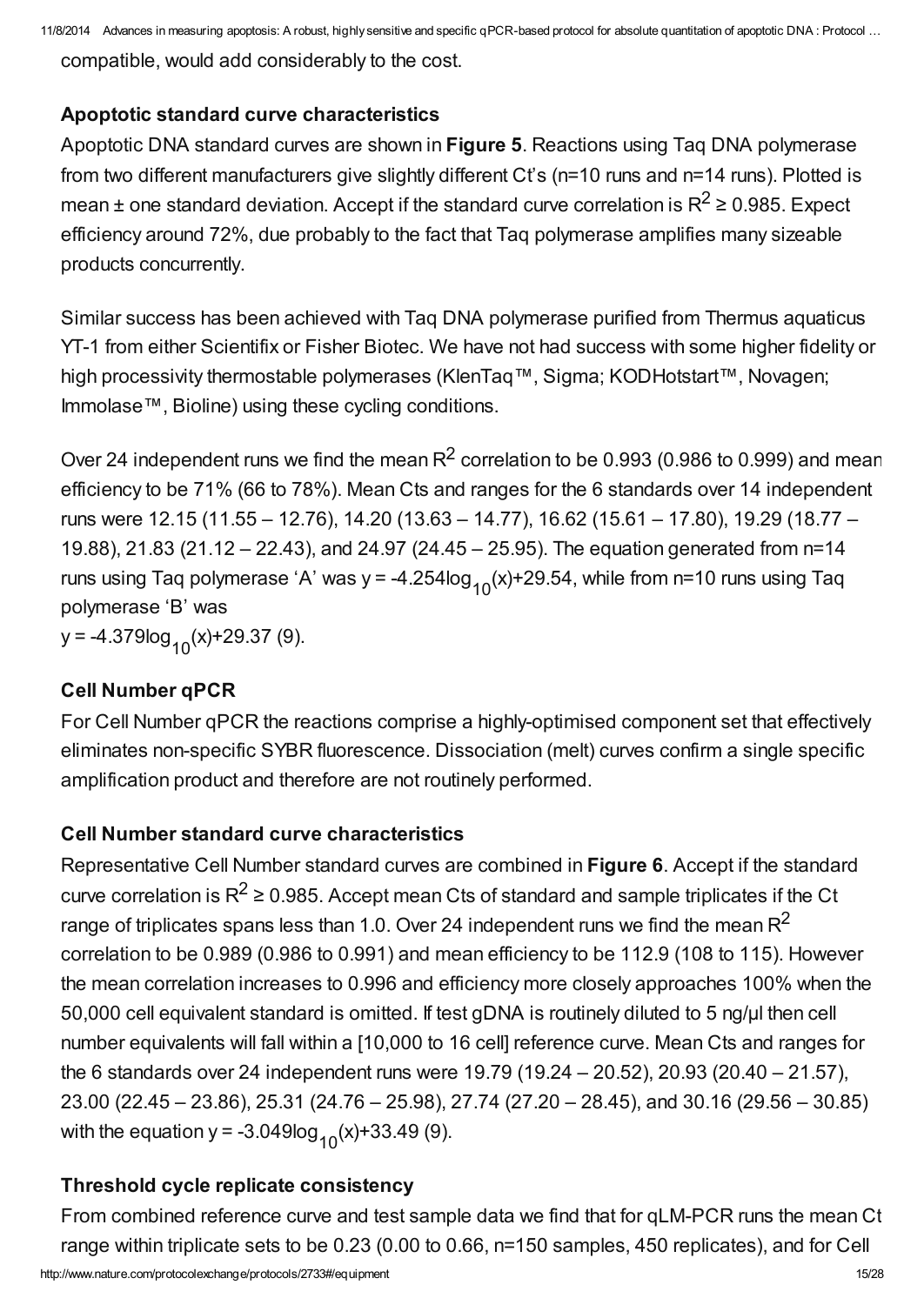compatible, would add considerably to the cost.

### Apoptotic standard curve characteristics

Apoptotic DNA standard curves are shown in **Figure 5**. Reactions using Taq DNA polymerase from two different manufacturers give slightly different Ct's (n=10 runs and n=14 runs). Plotted is mean ± one standard deviation. Accept if the standard curve correlation is $R^2 \geq 0.985$. Expect efficiency around 72%, due probably to the fact that Taq polymerase amplifies many sizeable products concurrently.

Similar success has been achieved with Taq DNA polymerase purified from Thermus aquaticus YT-1 from either Scientifix or Fisher Biotec. We have not had success with some higher fidelity or high processivity thermostable polymerases (KlenTaq™, Sigma; KODHotstart™, Novagen; Immolase™, Bioline) using these cycling conditions.

Over 24 independent runs we find the mean $R^2$ correlation to be 0.993 (0.986 to 0.999) and mean efficiency to be 71% (66 to 78%). Mean Cts and ranges for the 6 standards over 14 independent runs were 12.15 (11.55 – 12.76), 14.20 (13.63 – 14.77), 16.62 (15.61 – 17.80), 19.29 (18.77 – 19.88), 21.83 (21.12 – 22.43), and 24.97 (24.45 – 25.95). The equation generated from n=14 runs using Taq polymerase 'A' was $y = -4.254\log_{10}(x)+29.54$, while from n=10 runs using Taq polymerase 'B' was
$y = -4.379\log_{10}(x)+29.37$ (9).

### Cell Number qPCR

For Cell Number qPCR the reactions comprise a highly-optimised component set that effectively eliminates non-specific SYBR fluorescence. Dissociation (melt) curves confirm a single specific amplification product and therefore are not routinely performed.

### Cell Number standard curve characteristics

Representative Cell Number standard curves are combined in **Figure 6**. Accept if the standard curve correlation is $R^2 \geq 0.985$. Accept mean Cts of standard and sample triplicates if the Ct range of triplicates spans less than 1.0. Over 24 independent runs we find the mean $R^2$ correlation to be 0.989 (0.986 to 0.991) and mean efficiency to be 112.9 (108 to 115). However the mean correlation increases to 0.996 and efficiency more closely approaches 100% when the 50,000 cell equivalent standard is omitted. If test gDNA is routinely diluted to 5 ng/µl then cell number equivalents will fall within a [10,000 to 16 cell] reference curve. Mean Cts and ranges for the 6 standards over 24 independent runs were 19.79 (19.24 – 20.52), 20.93 (20.40 – 21.57), 23.00 (22.45 – 23.86), 25.31 (24.76 – 25.98), 27.74 (27.20 – 28.45), and 30.16 (29.56 – 30.85) with the equation $y = -3.049\log_{10}(x)+33.49$ (9).

### Threshold cycle replicate consistency

From combined reference curve and test sample data we find that for qLM-PCR runs the mean Ct range within triplicate sets to be 0.23 (0.00 to 0.66, n=150 samples, 450 replicates), and for Cell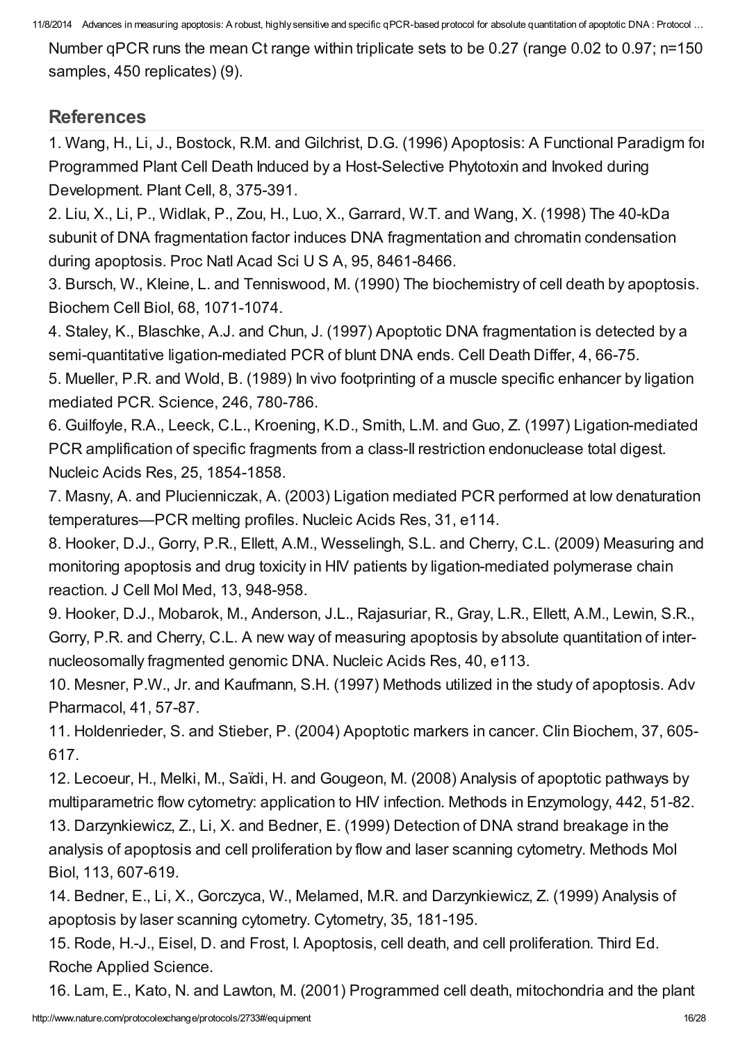Number qPCR runs the mean Ct range within triplicate sets to be 0.27 (range 0.02 to 0.97; n=150 samples, 450 replicates) (9).

## References

1. Wang, H., Li, J., Bostock, R.M. and Gilchrist, D.G. (1996) Apoptosis: A Functional Paradigm for Programmed Plant Cell Death Induced by a Host-Selective Phytotoxin and Invoked during Development. Plant Cell, 8, 375-391.
2. Liu, X., Li, P., Widlak, P., Zou, H., Luo, X., Garrard, W.T. and Wang, X. (1998) The 40-kDa subunit of DNA fragmentation factor induces DNA fragmentation and chromatin condensation during apoptosis. Proc Natl Acad Sci U S A, 95, 8461-8466.
3. Bursch, W., Kleine, L. and Tenniswood, M. (1990) The biochemistry of cell death by apoptosis. Biochem Cell Biol, 68, 1071-1074.
4. Staley, K., Blaschke, A.J. and Chun, J. (1997) Apoptotic DNA fragmentation is detected by a semi-quantitative ligation-mediated PCR of blunt DNA ends. Cell Death Differ, 4, 66-75.
5. Mueller, P.R. and Wold, B. (1989) In vivo footprinting of a muscle specific enhancer by ligation mediated PCR. Science, 246, 780-786.
6. Guilfoyle, R.A., Leeck, C.L., Kroening, K.D., Smith, L.M. and Guo, Z. (1997) Ligation-mediated PCR amplification of specific fragments from a class-II restriction endonuclease total digest. Nucleic Acids Res, 25, 1854-1858.
7. Masny, A. and Plucienniczak, A. (2003) Ligation mediated PCR performed at low denaturation temperatures—PCR melting profiles. Nucleic Acids Res, 31, e114.
8. Hooker, D.J., Gorry, P.R., Ellett, A.M., Wesselingh, S.L. and Cherry, C.L. (2009) Measuring and monitoring apoptosis and drug toxicity in HIV patients by ligation-mediated polymerase chain reaction. J Cell Mol Med, 13, 948-958.
9. Hooker, D.J., Mobarok, M., Anderson, J.L., Rajasuriar, R., Gray, L.R., Ellett, A.M., Lewin, S.R., Gorry, P.R. and Cherry, C.L. A new way of measuring apoptosis by absolute quantitation of inter-nucleosomally fragmented genomic DNA. Nucleic Acids Res, 40, e113.
10. Mesner, P.W., Jr. and Kaufmann, S.H. (1997) Methods utilized in the study of apoptosis. Adv Pharmacol, 41, 57-87.
11. Holdenrieder, S. and Stieber, P. (2004) Apoptotic markers in cancer. Clin Biochem, 37, 605-617.
12. Lecoeur, H., Melki, M., Saïdi, H. and Gougeon, M. (2008) Analysis of apoptotic pathways by multiparametric flow cytometry: application to HIV infection. Methods in Enzymology, 442, 51-82.
13. Darzynkiewicz, Z., Li, X. and Bedner, E. (1999) Detection of DNA strand breakage in the analysis of apoptosis and cell proliferation by flow and laser scanning cytometry. Methods Mol Biol, 113, 607-619.
14. Bedner, E., Li, X., Gorczyca, W., Melamed, M.R. and Darzynkiewicz, Z. (1999) Analysis of apoptosis by laser scanning cytometry. Cytometry, 35, 181-195.
15. Rode, H.-J., Eisel, D. and Frost, I. Apoptosis, cell death, and cell proliferation. Third Ed. Roche Applied Science.
16. Lam, E., Kato, N. and Lawton, M. (2001) Programmed cell death, mitochondria and the plant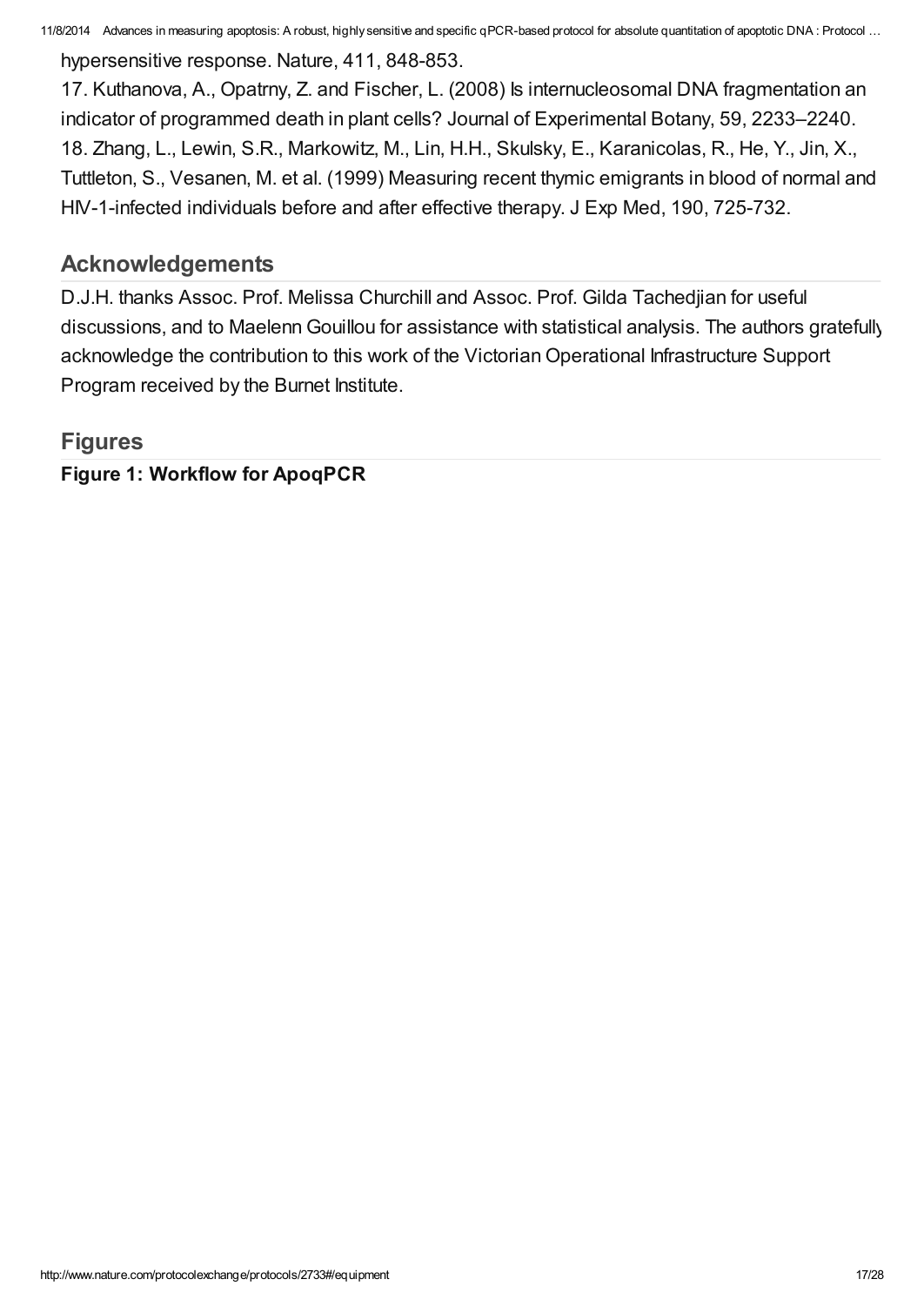hypersensitive response. Nature, 411, 848-853.

17. Kuthanova, A., Opatrny, Z. and Fischer, L. (2008) Is internucleosomal DNA fragmentation an indicator of programmed death in plant cells? Journal of Experimental Botany, 59, 2233–2240.

18. Zhang, L., Lewin, S.R., Markowitz, M., Lin, H.H., Skulsky, E., Karanicolas, R., He, Y., Jin, X., Tuttleton, S., Vesanen, M. et al. (1999) Measuring recent thymic emigrants in blood of normal and HIV-1-infected individuals before and after effective therapy. J Exp Med, 190, 725-732.

## Acknowledgements

D.J.H. thanks Assoc. Prof. Melissa Churchill and Assoc. Prof. Gilda Tachedjian for useful discussions, and to Maelenn Gouillou for assistance with statistical analysis. The authors gratefully acknowledge the contribution to this work of the Victorian Operational Infrastructure Support Program received by the Burnet Institute.

## Figures

**Figure 1: Workflow for ApoqPCR**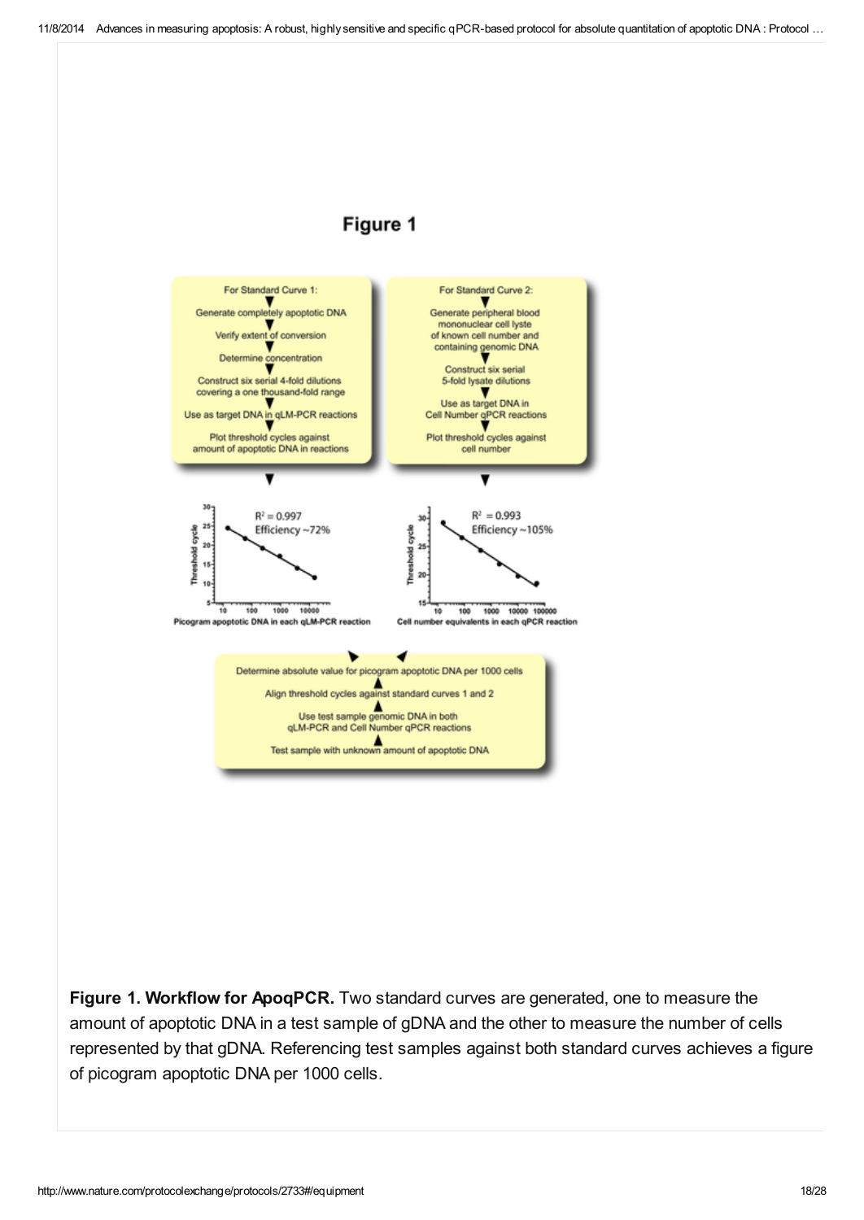# Figure 1

For Standard Curve 1:
Generate completely apoptotic DNA
Verify extent of conversion
Determine concentration
Construct six serial 4-fold dilutions covering a one thousand-fold range
Use as target DNA in qLM-PCR reactions
Plot threshold cycles against amount of apoptotic DNA in reactions

For Standard Curve 2:
Generate peripheral blood mononuclear cell lyste of known cell number and containing genomic DNA
Construct six serial 5-fold lysate dilutions
Use as target DNA in Cell Number qPCR reactions
Plot threshold cycles against cell number

$R^2 = 0.997$
Efficiency ~72%
Threshold cycle
Picogram apoptotic DNA in each qLM-PCR reaction

$R^2 = 0.993$
Efficiency ~105%
Threshold cycle
Cell number equivalents in each qPCR reaction

Determine absolute value for picogram apoptotic DNA per 1000 cells
Align threshold cycles against standard curves 1 and 2
Use test sample genomic DNA in both qLM-PCR and Cell Number qPCR reactions
Test sample with unknown amount of apoptotic DNA

**Figure 1. Workflow for ApoqPCR.** Two standard curves are generated, one to measure the amount of apoptotic DNA in a test sample of gDNA and the other to measure the number of cells represented by that gDNA. Referencing test samples against both standard curves achieves a figure of picogram apoptotic DNA per 1000 cells.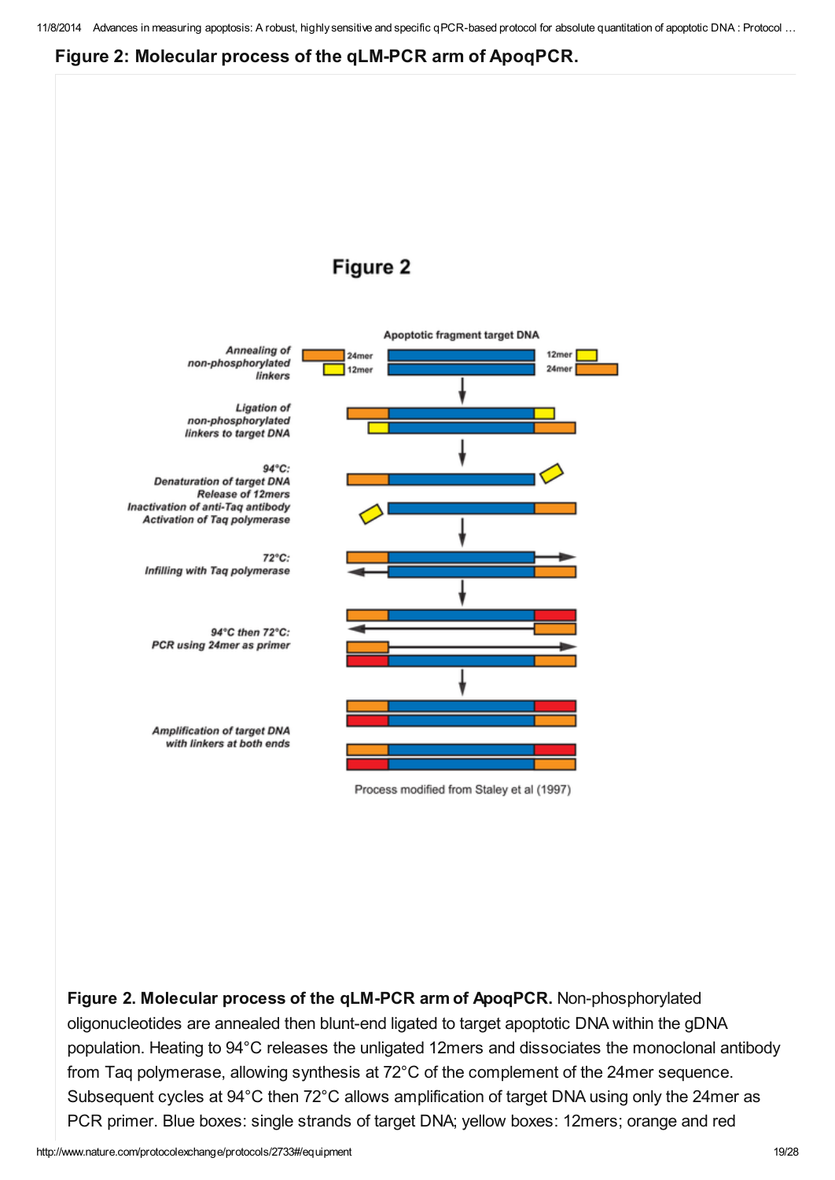## Figure 2: Molecular process of the qLM-PCR arm of ApoqPCR.

**Figure 2. Molecular process of the qLM-PCR arm of ApoqPCR.** Non-phosphorylated oligonucleotides are annealed then blunt-end ligated to target apoptotic DNA within the gDNA population. Heating to 94°C releases the unligated 12mers and dissociates the monoclonal antibody from Taq polymerase, allowing synthesis at 72°C of the complement of the 24mer sequence. Subsequent cycles at 94°C then 72°C allows amplification of target DNA using only the 24mer as PCR primer. Blue boxes: single strands of target DNA; yellow boxes: 12mers; orange and red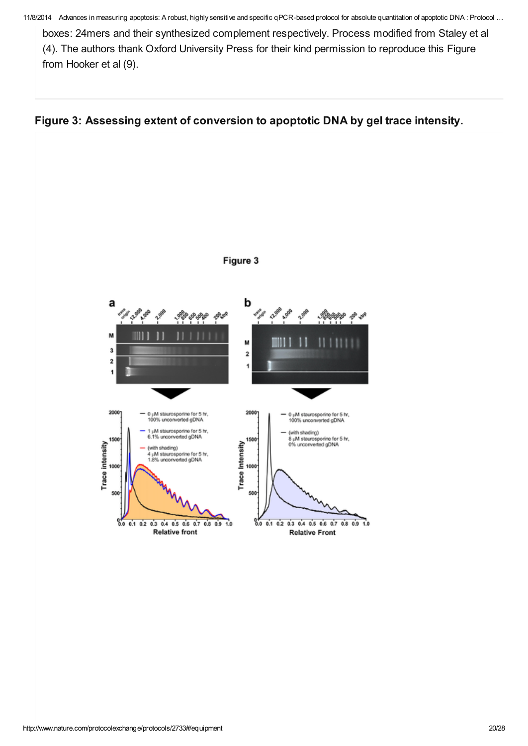boxes: 24mers and their synthesized complement respectively. Process modified from Staley et al (4). The authors thank Oxford University Press for their kind permission to reproduce this Figure from Hooker et al (9).

## Figure 3: Assessing extent of conversion to apoptotic DNA by gel trace intensity.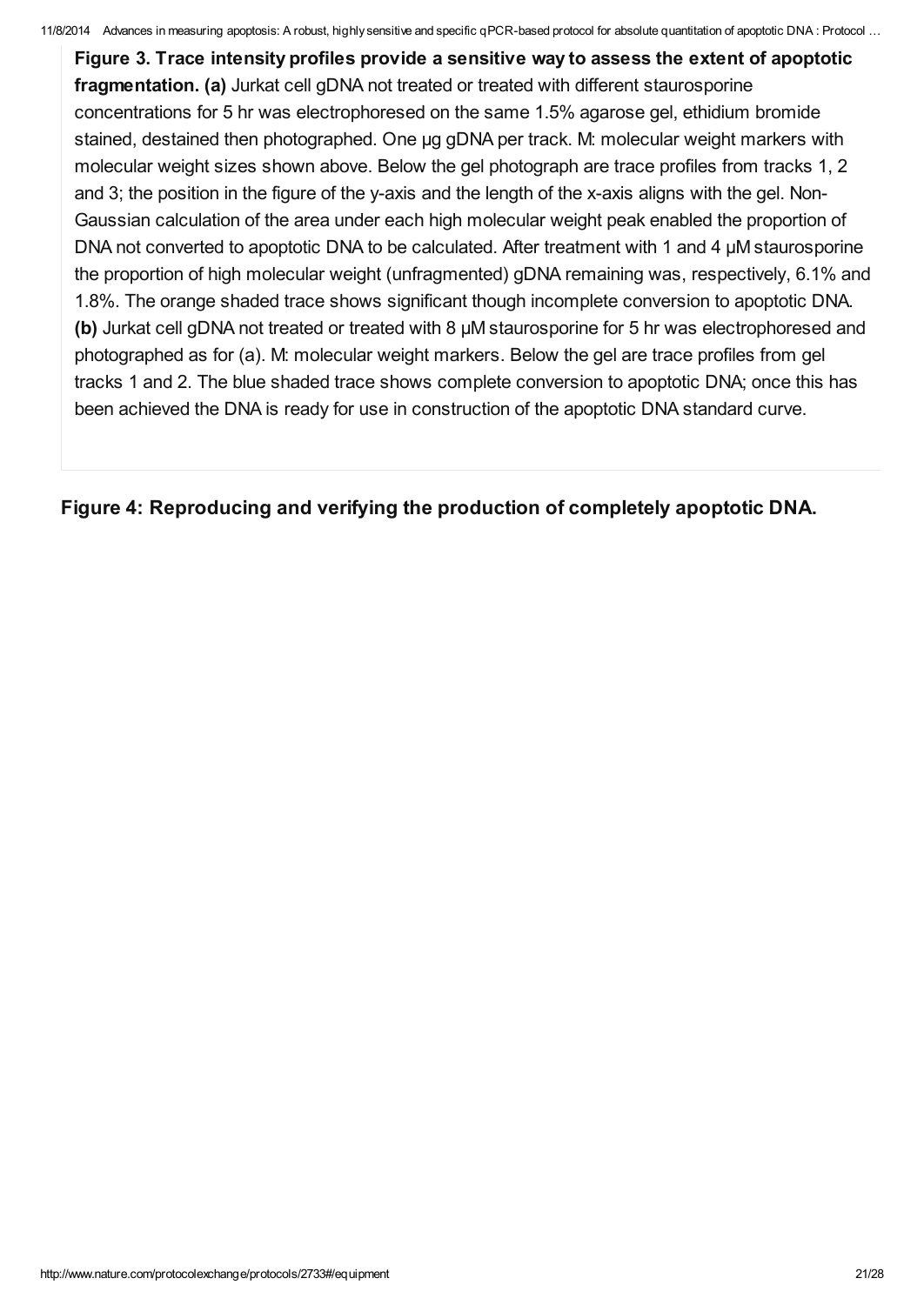**Figure 3. Trace intensity profiles provide a sensitive way to assess the extent of apoptotic fragmentation. (a)** Jurkat cell gDNA not treated or treated with different staurosporine concentrations for 5 hr was electrophoresed on the same 1.5% agarose gel, ethidium bromide stained, destained then photographed. One µg gDNA per track. M: molecular weight markers with molecular weight sizes shown above. Below the gel photograph are trace profiles from tracks 1, 2 and 3; the position in the figure of the y-axis and the length of the x-axis aligns with the gel. Non-Gaussian calculation of the area under each high molecular weight peak enabled the proportion of DNA not converted to apoptotic DNA to be calculated. After treatment with 1 and 4 µM staurosporine the proportion of high molecular weight (unfragmented) gDNA remaining was, respectively, 6.1% and 1.8%. The orange shaded trace shows significant though incomplete conversion to apoptotic DNA. **(b)** Jurkat cell gDNA not treated or treated with 8 µM staurosporine for 5 hr was electrophoresed and photographed as for (a). M: molecular weight markers. Below the gel are trace profiles from gel tracks 1 and 2. The blue shaded trace shows complete conversion to apoptotic DNA; once this has been achieved the DNA is ready for use in construction of the apoptotic DNA standard curve.

**Figure 4: Reproducing and verifying the production of completely apoptotic DNA.**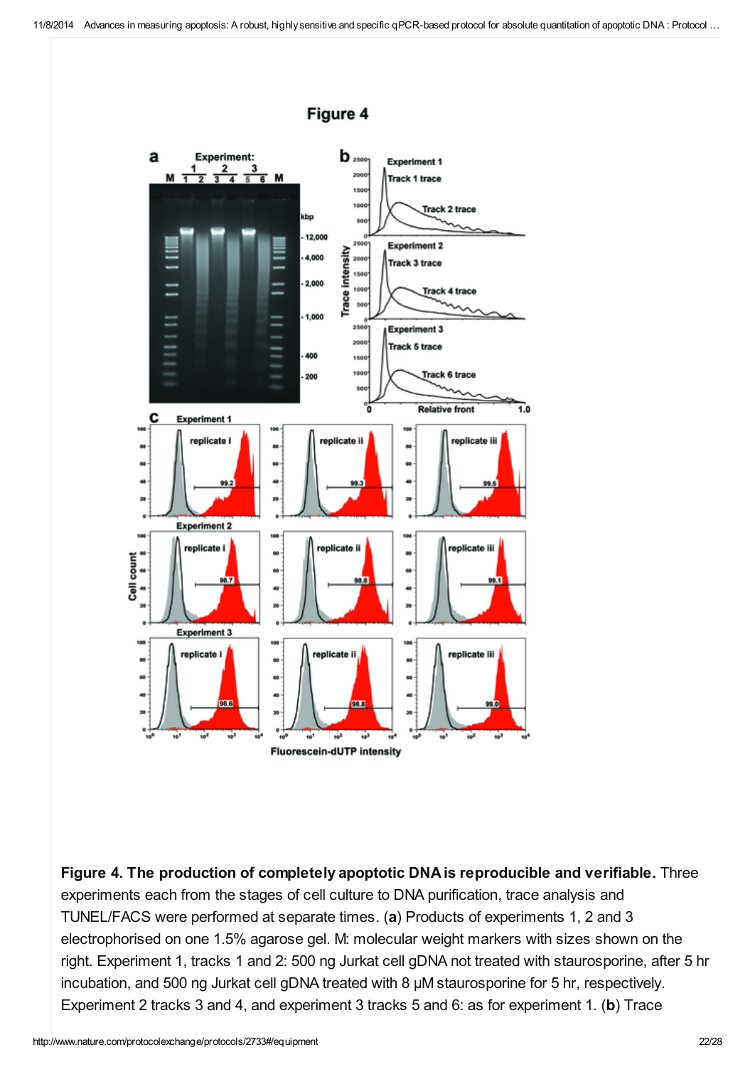**Figure 4. The production of completely apoptotic DNA is reproducible and verifiable.** Three experiments each from the stages of cell culture to DNA purification, trace analysis and TUNEL/FACS were performed at separate times. (**a**) Products of experiments 1, 2 and 3 electrophorised on one 1.5% agarose gel. M: molecular weight markers with sizes shown on the right. Experiment 1, tracks 1 and 2: 500 ng Jurkat cell gDNA not treated with staurosporine, after 5 hr incubation, and 500 ng Jurkat cell gDNA treated with 8 μM staurosporine for 5 hr, respectively. Experiment 2 tracks 3 and 4, and experiment 3 tracks 5 and 6: as for experiment 1. (**b**) Trace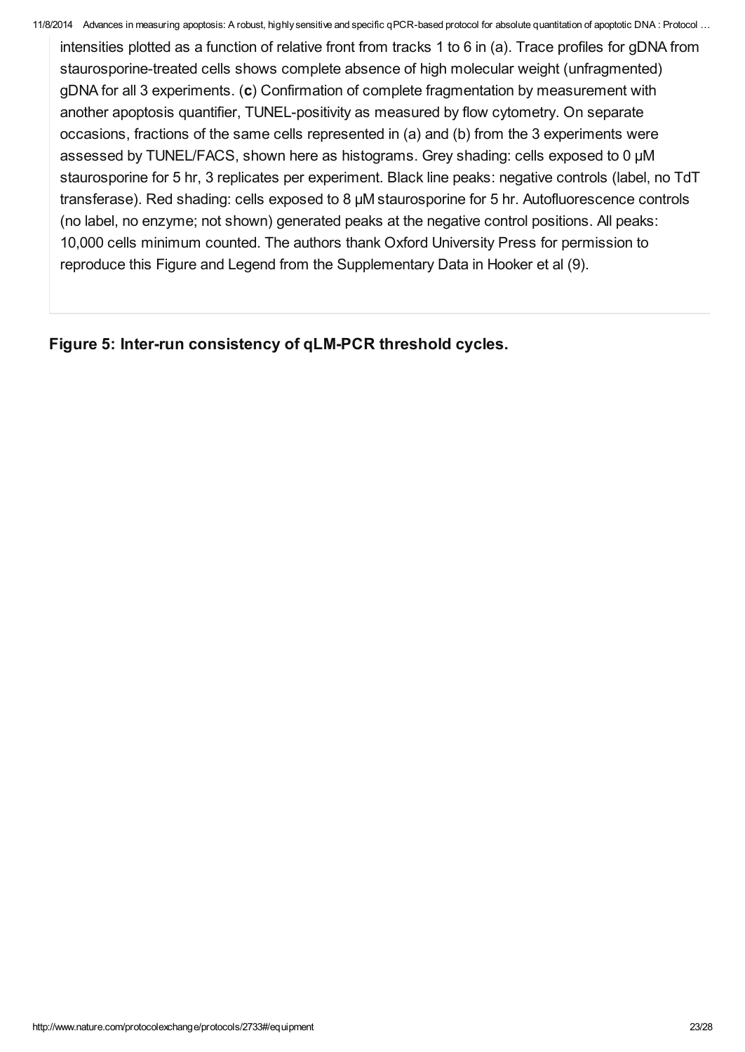intensities plotted as a function of relative front from tracks 1 to 6 in (a). Trace profiles for gDNA from staurosporine-treated cells shows complete absence of high molecular weight (unfragmented) gDNA for all 3 experiments. (**c**) Confirmation of complete fragmentation by measurement with another apoptosis quantifier, TUNEL-positivity as measured by flow cytometry. On separate occasions, fractions of the same cells represented in (a) and (b) from the 3 experiments were assessed by TUNEL/FACS, shown here as histograms. Grey shading: cells exposed to 0 μM staurosporine for 5 hr, 3 replicates per experiment. Black line peaks: negative controls (label, no TdT transferase). Red shading: cells exposed to 8 μM staurosporine for 5 hr. Autofluorescence controls (no label, no enzyme; not shown) generated peaks at the negative control positions. All peaks: 10,000 cells minimum counted. The authors thank Oxford University Press for permission to reproduce this Figure and Legend from the Supplementary Data in Hooker et al (9).

**Figure 5: Inter-run consistency of qLM-PCR threshold cycles.**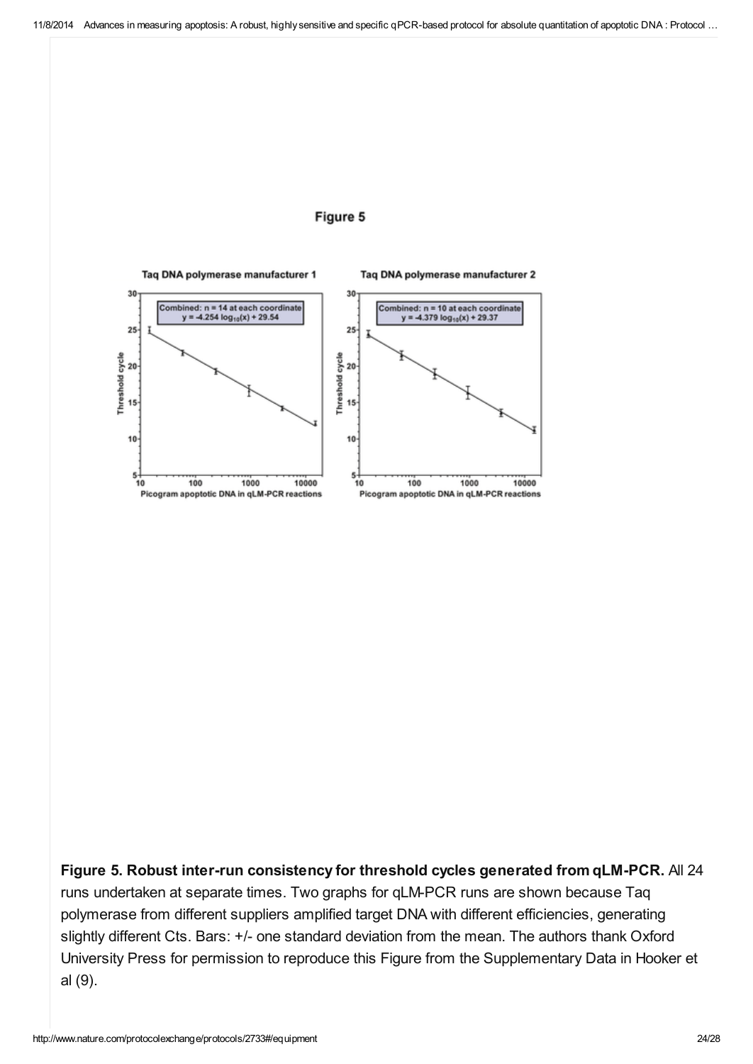Figure 5

**Figure 5. Robust inter-run consistency for threshold cycles generated from qLM-PCR.** All 24 runs undertaken at separate times. Two graphs for qLM-PCR runs are shown because Taq polymerase from different suppliers amplified target DNA with different efficiencies, generating slightly different Cts. Bars: +/- one standard deviation from the mean. The authors thank Oxford University Press for permission to reproduce this Figure from the Supplementary Data in Hooker et al (9).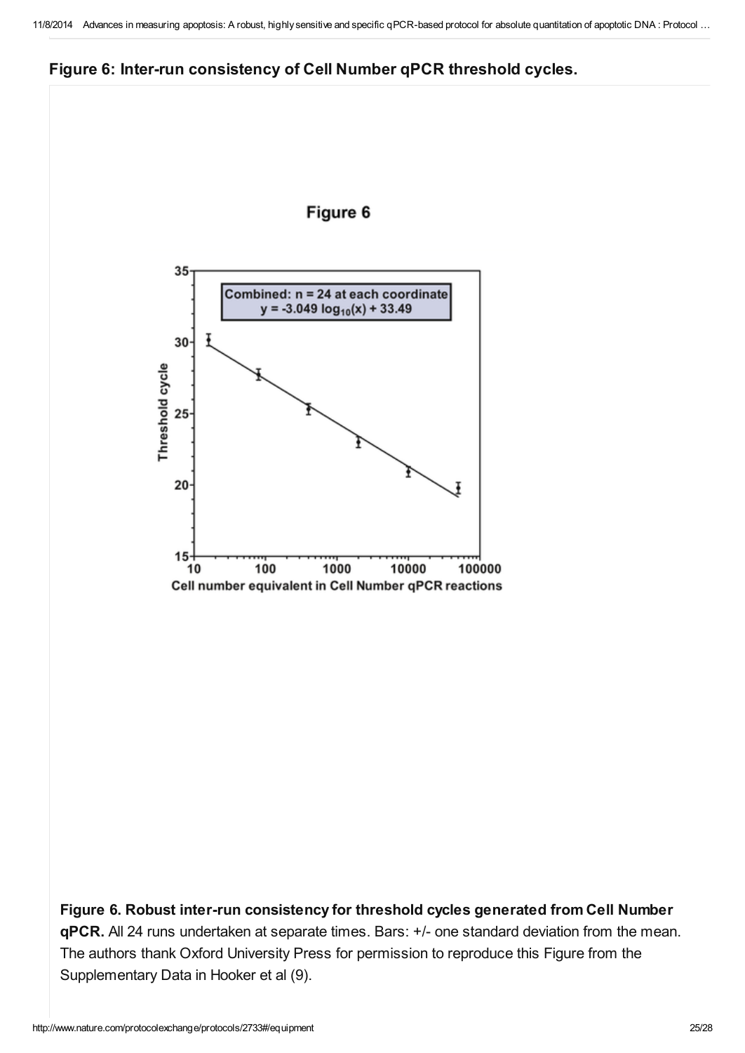## Figure 6: Inter-run consistency of Cell Number qPCR threshold cycles.

**Figure 6. Robust inter-run consistency for threshold cycles generated from Cell Number qPCR.** All 24 runs undertaken at separate times. Bars: +/- one standard deviation from the mean. The authors thank Oxford University Press for permission to reproduce this Figure from the Supplementary Data in Hooker et al (9).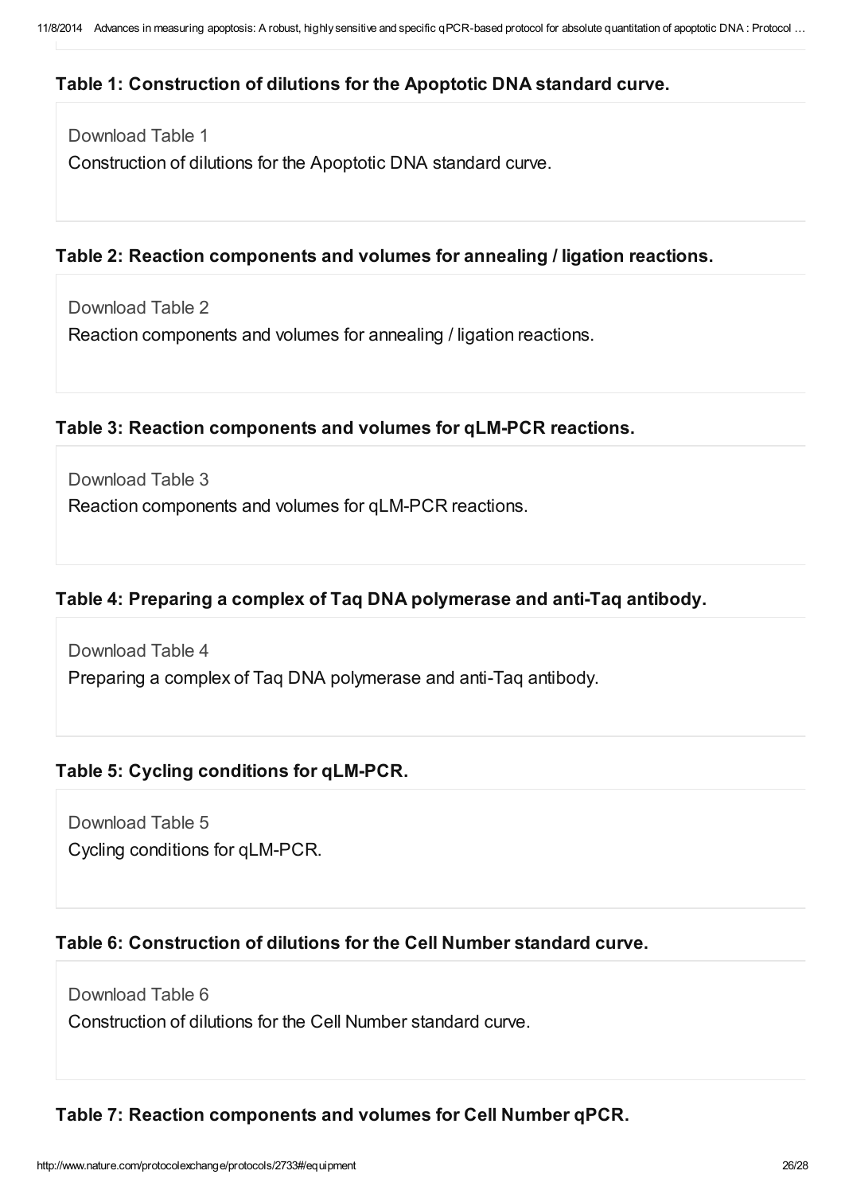### Table 1: Construction of dilutions for the Apoptotic DNA standard curve.

Download Table 1

Construction of dilutions for the Apoptotic DNA standard curve.

### Table 2: Reaction components and volumes for annealing / ligation reactions.

Download Table 2

Reaction components and volumes for annealing / ligation reactions.

### Table 3: Reaction components and volumes for qLM-PCR reactions.

Download Table 3

Reaction components and volumes for qLM-PCR reactions.

### Table 4: Preparing a complex of Taq DNA polymerase and anti-Taq antibody.

Download Table 4

Preparing a complex of Taq DNA polymerase and anti-Taq antibody.

### Table 5: Cycling conditions for qLM-PCR.

Download Table 5

Cycling conditions for qLM-PCR.

### Table 6: Construction of dilutions for the Cell Number standard curve.

Download Table 6

Construction of dilutions for the Cell Number standard curve.

### Table 7: Reaction components and volumes for Cell Number qPCR.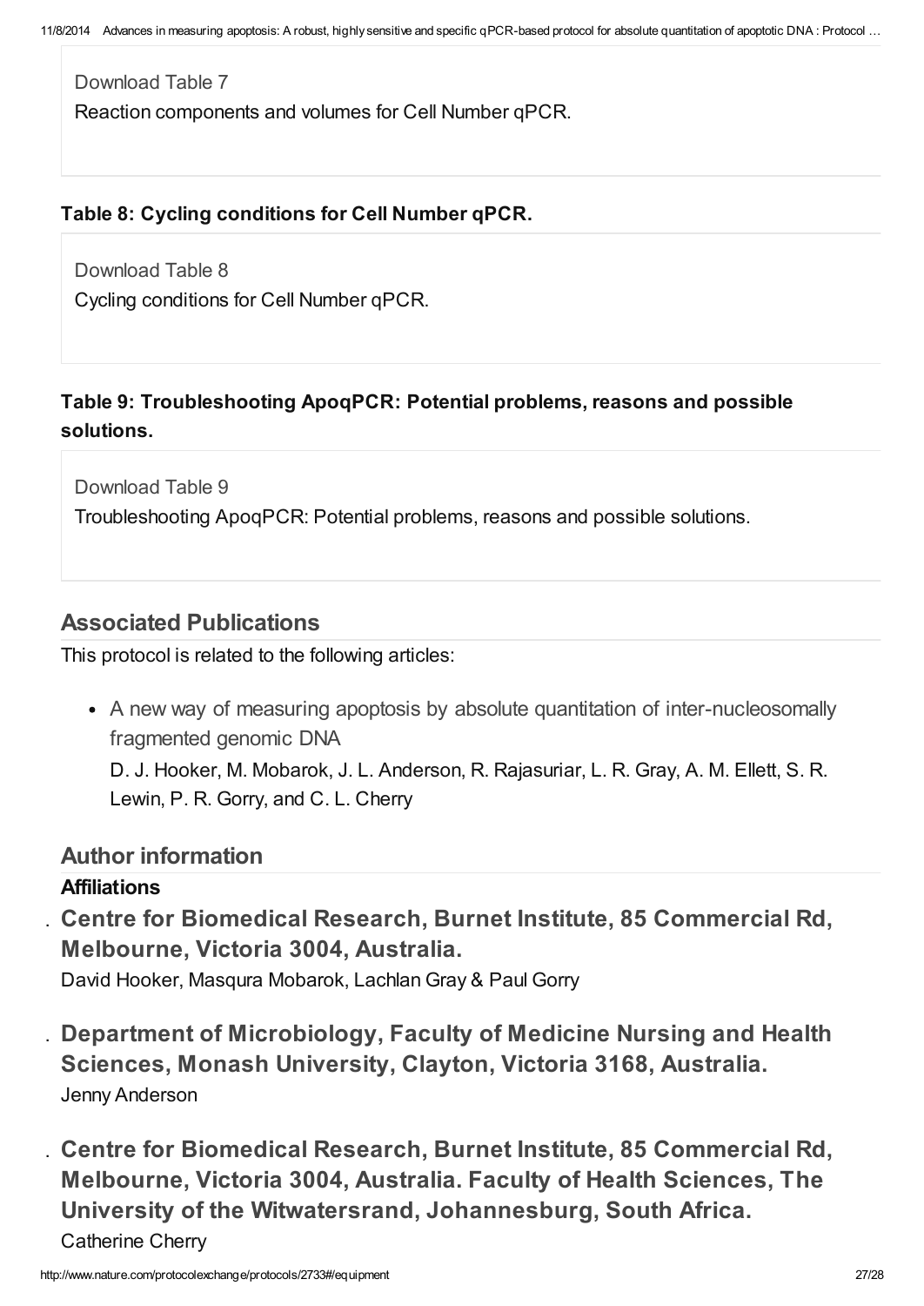Download Table 7

Reaction components and volumes for Cell Number qPCR.

### Table 8: Cycling conditions for Cell Number qPCR.

Download Table 8

Cycling conditions for Cell Number qPCR.

### Table 9: Troubleshooting ApoqPCR: Potential problems, reasons and possible solutions.

Download Table 9

Troubleshooting ApoqPCR: Potential problems, reasons and possible solutions.

## Associated Publications

This protocol is related to the following articles:

- A new way of measuring apoptosis by absolute quantitation of inter-nucleosomally fragmented genomic DNA

  D. J. Hooker, M. Mobarok, J. L. Anderson, R. Rajasuriar, L. R. Gray, A. M. Ellett, S. R. Lewin, P. R. Gorry, and C. L. Cherry

## Author information

### Affiliations

- **Centre for Biomedical Research, Burnet Institute, 85 Commercial Rd, Melbourne, Victoria 3004, Australia.**

  David Hooker, Masqura Mobarok, Lachlan Gray & Paul Gorry

- **Department of Microbiology, Faculty of Medicine Nursing and Health Sciences, Monash University, Clayton, Victoria 3168, Australia.**

  Jenny Anderson

- **Centre for Biomedical Research, Burnet Institute, 85 Commercial Rd, Melbourne, Victoria 3004, Australia. Faculty of Health Sciences, The University of the Witwatersrand, Johannesburg, South Africa.**

  Catherine Cherry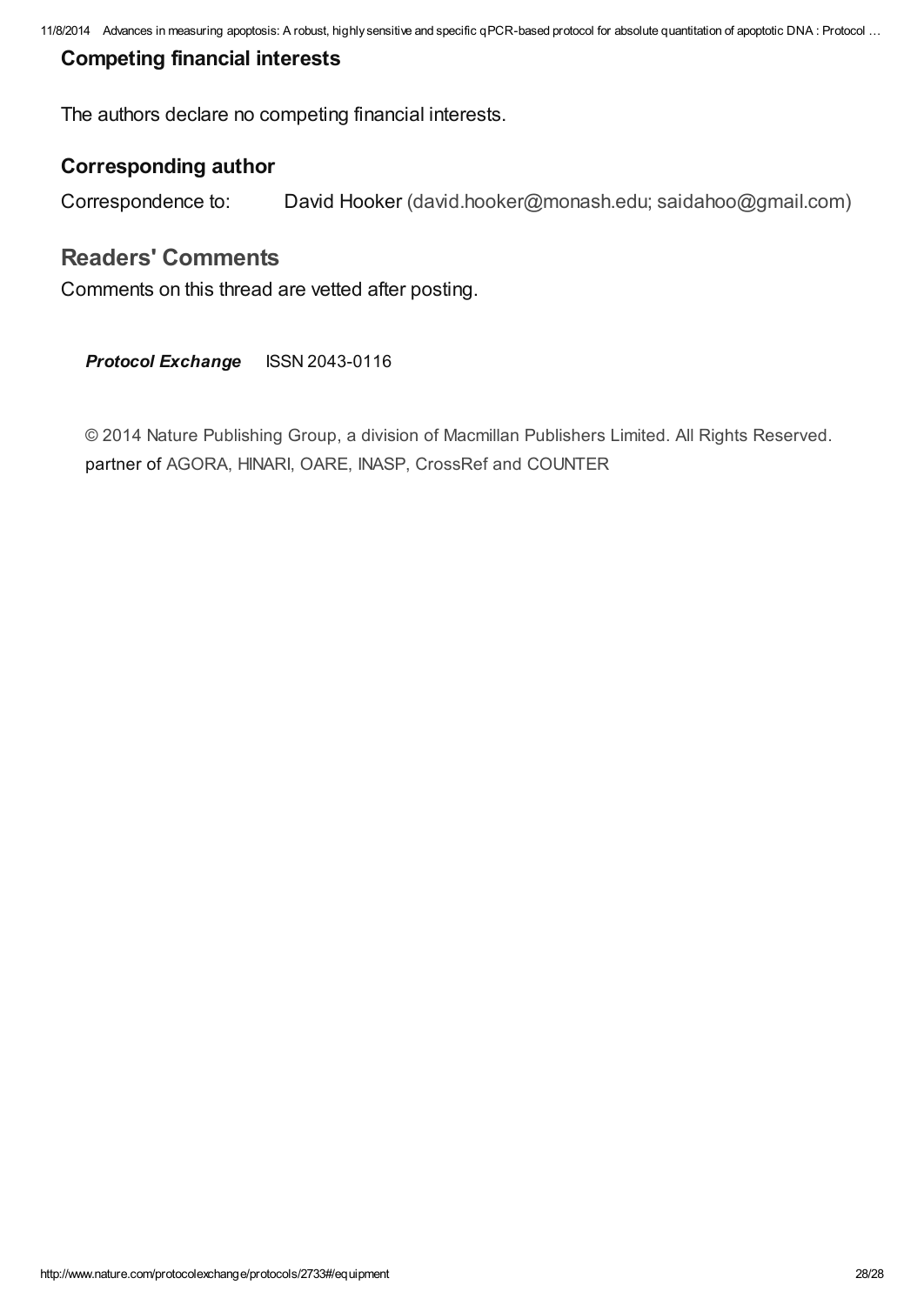### Competing financial interests

The authors declare no competing financial interests.

### Corresponding author

Correspondence to: David Hooker (david.hooker@monash.edu; saidahoo@gmail.com)

## Readers' Comments

Comments on this thread are vetted after posting.

***Protocol Exchange*** ISSN 2043-0116

© 2014 Nature Publishing Group, a division of Macmillan Publishers Limited. All Rights Reserved.
partner of AGORA, HINARI, OARE, INASP, CrossRef and COUNTER